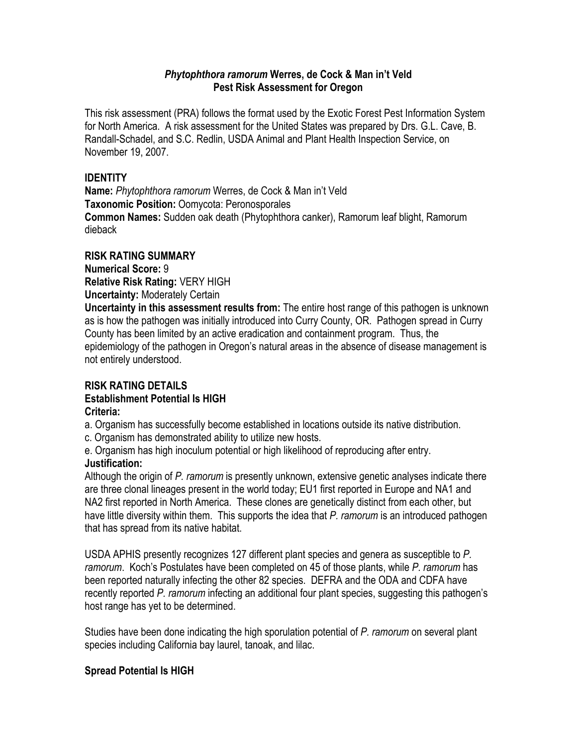# *Phytophthora ramorum* Werres, de Cock & Man in't Veld
## Pest Risk Assessment for Oregon

This risk assessment (PRA) follows the format used by the Exotic Forest Pest Information System for North America. A risk assessment for the United States was prepared by Drs. G.L. Cave, B. Randall-Schadel, and S.C. Redlin, USDA Animal and Plant Health Inspection Service, on November 19, 2007.

### IDENTITY

**Name:** *Phytophthora ramorum* Werres, de Cock & Man in't Veld
**Taxonomic Position:** Oomycota: Peronosporales
**Common Names:** Sudden oak death (Phytophthora canker), Ramorum leaf blight, Ramorum dieback

### RISK RATING SUMMARY

**Numerical Score:** 9
**Relative Risk Rating:** VERY HIGH
**Uncertainty:** Moderately Certain
**Uncertainty in this assessment results from:** The entire host range of this pathogen is unknown as is how the pathogen was initially introduced into Curry County, OR. Pathogen spread in Curry County has been limited by an active eradication and containment program. Thus, the epidemiology of the pathogen in Oregon's natural areas in the absence of disease management is not entirely understood.

### RISK RATING DETAILS

#### Establishment Potential Is HIGH

**Criteria:**

a. Organism has successfully become established in locations outside its native distribution.
c. Organism has demonstrated ability to utilize new hosts.
e. Organism has high inoculum potential or high likelihood of reproducing after entry.

**Justification:**

Although the origin of *P. ramorum* is presently unknown, extensive genetic analyses indicate there are three clonal lineages present in the world today; EU1 first reported in Europe and NA1 and NA2 first reported in North America. These clones are genetically distinct from each other, but have little diversity within them. This supports the idea that *P. ramorum* is an introduced pathogen that has spread from its native habitat.

USDA APHIS presently recognizes 127 different plant species and genera as susceptible to *P. ramorum*. Koch's Postulates have been completed on 45 of those plants, while *P. ramorum* has been reported naturally infecting the other 82 species. DEFRA and the ODA and CDFA have recently reported *P. ramorum* infecting an additional four plant species, suggesting this pathogen's host range has yet to be determined.

Studies have been done indicating the high sporulation potential of *P. ramorum* on several plant species including California bay laurel, tanoak, and lilac.

#### Spread Potential Is HIGH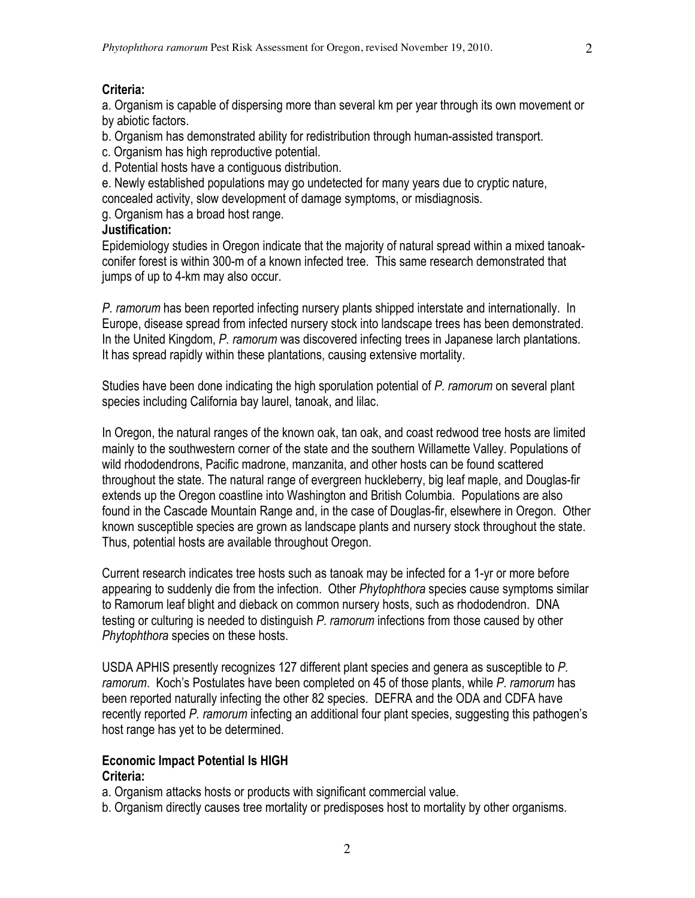**Criteria:**

a. Organism is capable of dispersing more than several km per year through its own movement or by abiotic factors.
b. Organism has demonstrated ability for redistribution through human-assisted transport.
c. Organism has high reproductive potential.
d. Potential hosts have a contiguous distribution.
e. Newly established populations may go undetected for many years due to cryptic nature, concealed activity, slow development of damage symptoms, or misdiagnosis.
g. Organism has a broad host range.

**Justification:**

Epidemiology studies in Oregon indicate that the majority of natural spread within a mixed tanoak-conifer forest is within 300-m of a known infected tree. This same research demonstrated that jumps of up to 4-km may also occur.

*P. ramorum* has been reported infecting nursery plants shipped interstate and internationally. In Europe, disease spread from infected nursery stock into landscape trees has been demonstrated. In the United Kingdom, *P. ramorum* was discovered infecting trees in Japanese larch plantations. It has spread rapidly within these plantations, causing extensive mortality.

Studies have been done indicating the high sporulation potential of *P. ramorum* on several plant species including California bay laurel, tanoak, and lilac.

In Oregon, the natural ranges of the known oak, tan oak, and coast redwood tree hosts are limited mainly to the southwestern corner of the state and the southern Willamette Valley. Populations of wild rhododendrons, Pacific madrone, manzanita, and other hosts can be found scattered throughout the state. The natural range of evergreen huckleberry, big leaf maple, and Douglas-fir extends up the Oregon coastline into Washington and British Columbia. Populations are also found in the Cascade Mountain Range and, in the case of Douglas-fir, elsewhere in Oregon. Other known susceptible species are grown as landscape plants and nursery stock throughout the state. Thus, potential hosts are available throughout Oregon.

Current research indicates tree hosts such as tanoak may be infected for a 1-yr or more before appearing to suddenly die from the infection. Other *Phytophthora* species cause symptoms similar to Ramorum leaf blight and dieback on common nursery hosts, such as rhododendron. DNA testing or culturing is needed to distinguish *P. ramorum* infections from those caused by other *Phytophthora* species on these hosts.

USDA APHIS presently recognizes 127 different plant species and genera as susceptible to *P. ramorum*. Koch's Postulates have been completed on 45 of those plants, while *P. ramorum* has been reported naturally infecting the other 82 species. DEFRA and the ODA and CDFA have recently reported *P. ramorum* infecting an additional four plant species, suggesting this pathogen's host range has yet to be determined.

### Economic Impact Potential Is HIGH

**Criteria:**

a. Organism attacks hosts or products with significant commercial value.
b. Organism directly causes tree mortality or predisposes host to mortality by other organisms.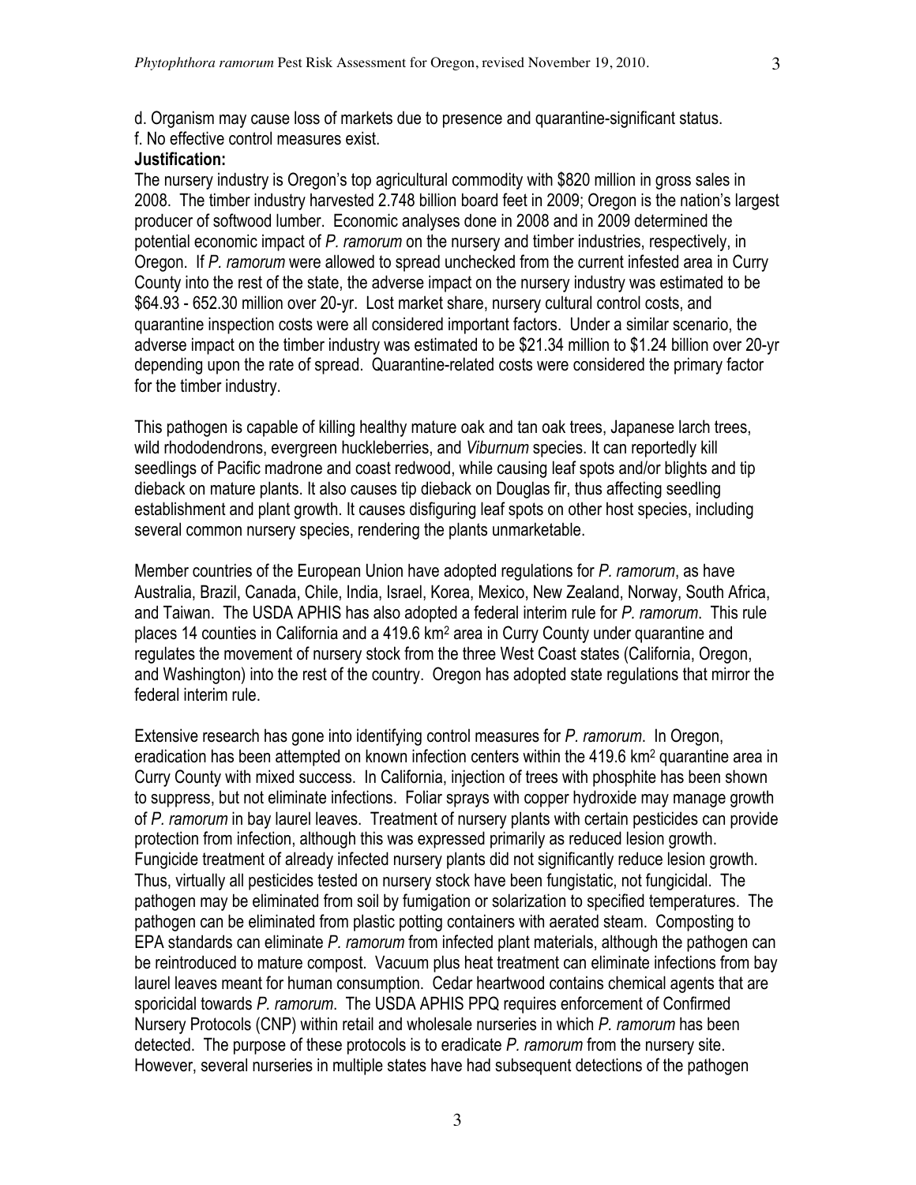d. Organism may cause loss of markets due to presence and quarantine-significant status.
f. No effective control measures exist.

**Justification:**

The nursery industry is Oregon's top agricultural commodity with $820 million in gross sales in 2008. The timber industry harvested 2.748 billion board feet in 2009; Oregon is the nation's largest producer of softwood lumber. Economic analyses done in 2008 and in 2009 determined the potential economic impact of *P. ramorum* on the nursery and timber industries, respectively, in Oregon. If *P. ramorum* were allowed to spread unchecked from the current infested area in Curry County into the rest of the state, the adverse impact on the nursery industry was estimated to be $64.93 - 652.30 million over 20-yr. Lost market share, nursery cultural control costs, and quarantine inspection costs were all considered important factors. Under a similar scenario, the adverse impact on the timber industry was estimated to be $21.34 million to $1.24 billion over 20-yr depending upon the rate of spread. Quarantine-related costs were considered the primary factor for the timber industry.

This pathogen is capable of killing healthy mature oak and tan oak trees, Japanese larch trees, wild rhododendrons, evergreen huckleberries, and *Viburnum* species. It can reportedly kill seedlings of Pacific madrone and coast redwood, while causing leaf spots and/or blights and tip dieback on mature plants. It also causes tip dieback on Douglas fir, thus affecting seedling establishment and plant growth. It causes disfiguring leaf spots on other host species, including several common nursery species, rendering the plants unmarketable.

Member countries of the European Union have adopted regulations for *P. ramorum*, as have Australia, Brazil, Canada, Chile, India, Israel, Korea, Mexico, New Zealand, Norway, South Africa, and Taiwan. The USDA APHIS has also adopted a federal interim rule for *P. ramorum*. This rule places 14 counties in California and a 419.6 $km^2$ area in Curry County under quarantine and regulates the movement of nursery stock from the three West Coast states (California, Oregon, and Washington) into the rest of the country. Oregon has adopted state regulations that mirror the federal interim rule.

Extensive research has gone into identifying control measures for *P. ramorum*. In Oregon, eradication has been attempted on known infection centers within the 419.6 $km^2$ quarantine area in Curry County with mixed success. In California, injection of trees with phosphite has been shown to suppress, but not eliminate infections. Foliar sprays with copper hydroxide may manage growth of *P. ramorum* in bay laurel leaves. Treatment of nursery plants with certain pesticides can provide protection from infection, although this was expressed primarily as reduced lesion growth. Fungicide treatment of already infected nursery plants did not significantly reduce lesion growth. Thus, virtually all pesticides tested on nursery stock have been fungistatic, not fungicidal. The pathogen may be eliminated from soil by fumigation or solarization to specified temperatures. The pathogen can be eliminated from plastic potting containers with aerated steam. Composting to EPA standards can eliminate *P. ramorum* from infected plant materials, although the pathogen can be reintroduced to mature compost. Vacuum plus heat treatment can eliminate infections from bay laurel leaves meant for human consumption. Cedar heartwood contains chemical agents that are sporicidal towards *P. ramorum*. The USDA APHIS PPQ requires enforcement of Confirmed Nursery Protocols (CNP) within retail and wholesale nurseries in which *P. ramorum* has been detected. The purpose of these protocols is to eradicate *P. ramorum* from the nursery site. However, several nurseries in multiple states have had subsequent detections of the pathogen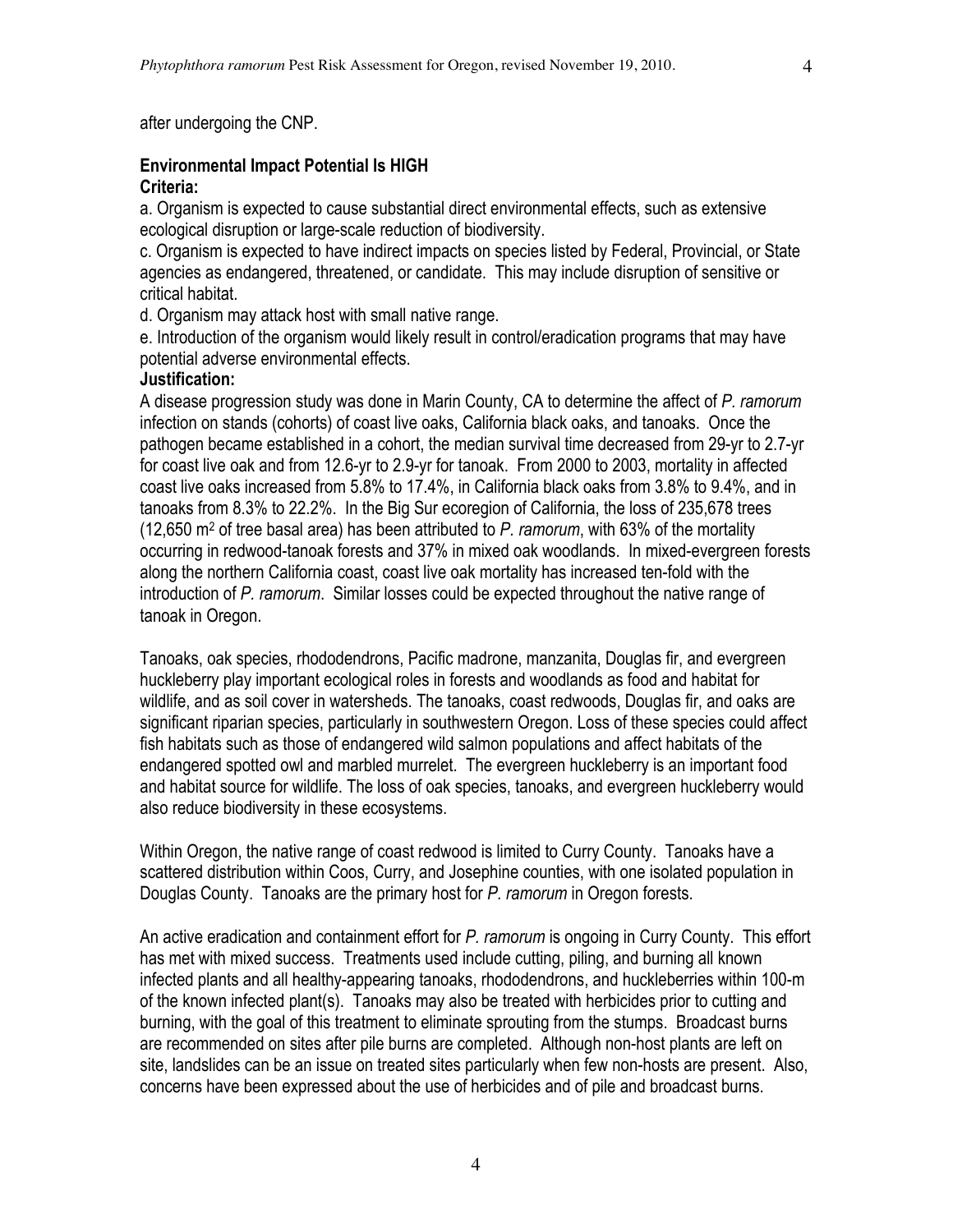after undergoing the CNP.

**Environmental Impact Potential Is HIGH**

**Criteria:**

a. Organism is expected to cause substantial direct environmental effects, such as extensive ecological disruption or large-scale reduction of biodiversity.

c. Organism is expected to have indirect impacts on species listed by Federal, Provincial, or State agencies as endangered, threatened, or candidate. This may include disruption of sensitive or critical habitat.

d. Organism may attack host with small native range.

e. Introduction of the organism would likely result in control/eradication programs that may have potential adverse environmental effects.

**Justification:**

A disease progression study was done in Marin County, CA to determine the affect of *P. ramorum* infection on stands (cohorts) of coast live oaks, California black oaks, and tanoaks. Once the pathogen became established in a cohort, the median survival time decreased from 29-yr to 2.7-yr for coast live oak and from 12.6-yr to 2.9-yr for tanoak. From 2000 to 2003, mortality in affected coast live oaks increased from 5.8% to 17.4%, in California black oaks from 3.8% to 9.4%, and in tanoaks from 8.3% to 22.2%. In the Big Sur ecoregion of California, the loss of 235,678 trees (12,650 $m^2$ of tree basal area) has been attributed to *P. ramorum*, with 63% of the mortality occurring in redwood-tanoak forests and 37% in mixed oak woodlands. In mixed-evergreen forests along the northern California coast, coast live oak mortality has increased ten-fold with the introduction of *P. ramorum*. Similar losses could be expected throughout the native range of tanoak in Oregon.

Tanoaks, oak species, rhododendrons, Pacific madrone, manzanita, Douglas fir, and evergreen huckleberry play important ecological roles in forests and woodlands as food and habitat for wildlife, and as soil cover in watersheds. The tanoaks, coast redwoods, Douglas fir, and oaks are significant riparian species, particularly in southwestern Oregon. Loss of these species could affect fish habitats such as those of endangered wild salmon populations and affect habitats of the endangered spotted owl and marbled murrelet. The evergreen huckleberry is an important food and habitat source for wildlife. The loss of oak species, tanoaks, and evergreen huckleberry would also reduce biodiversity in these ecosystems.

Within Oregon, the native range of coast redwood is limited to Curry County. Tanoaks have a scattered distribution within Coos, Curry, and Josephine counties, with one isolated population in Douglas County. Tanoaks are the primary host for *P. ramorum* in Oregon forests.

An active eradication and containment effort for *P. ramorum* is ongoing in Curry County. This effort has met with mixed success. Treatments used include cutting, piling, and burning all known infected plants and all healthy-appearing tanoaks, rhododendrons, and huckleberries within 100-m of the known infected plant(s). Tanoaks may also be treated with herbicides prior to cutting and burning, with the goal of this treatment to eliminate sprouting from the stumps. Broadcast burns are recommended on sites after pile burns are completed. Although non-host plants are left on site, landslides can be an issue on treated sites particularly when few non-hosts are present. Also, concerns have been expressed about the use of herbicides and of pile and broadcast burns.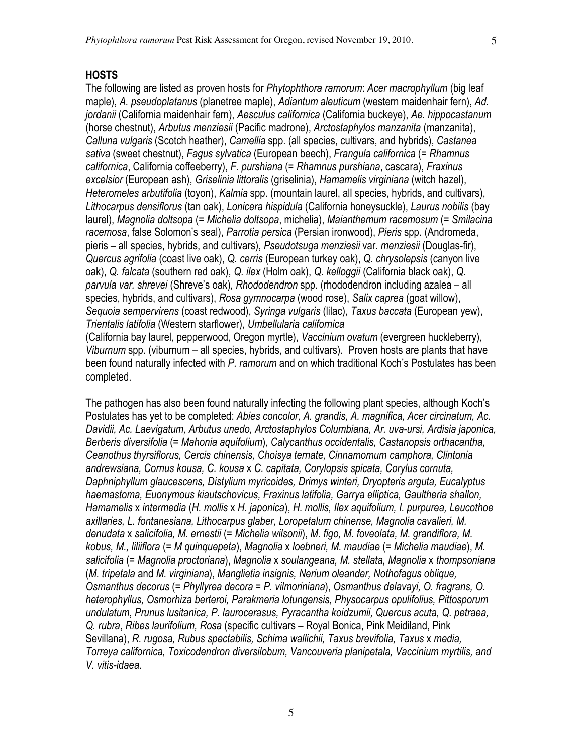## HOSTS

The following are listed as proven hosts for *Phytophthora ramorum*: *Acer macrophyllum* (big leaf maple), *A. pseudoplatanus* (planetree maple), *Adiantum aleuticum* (western maidenhair fern), *Ad. jordanii* (California maidenhair fern), *Aesculus californica* (California buckeye), *Ae. hippocastanum* (horse chestnut), *Arbutus menziesii* (Pacific madrone), *Arctostaphylos manzanita* (manzanita), *Calluna vulgaris* (Scotch heather), *Camellia* spp. (all species, cultivars, and hybrids), *Castanea sativa* (sweet chestnut), *Fagus sylvatica* (European beech), *Frangula californica* (= *Rhamnus californica*, California coffeeberry), *F. purshiana* (= *Rhamnus purshiana*, cascara), *Fraxinus excelsior* (European ash), *Griselinia littoralis* (griselinia), *Hamamelis virginiana* (witch hazel), *Heteromeles arbutifolia* (toyon), *Kalmia* spp. (mountain laurel, all species, hybrids, and cultivars), *Lithocarpus densiflorus* (tan oak), *Lonicera hispidula* (California honeysuckle), *Laurus nobilis* (bay laurel), *Magnolia doltsopa* (= *Michelia doltsopa*, michelia), *Maianthemum racemosum* (= *Smilacina racemosa*, false Solomon's seal), *Parrotia persica* (Persian ironwood), *Pieris* spp. (Andromeda, pieris – all species, hybrids, and cultivars), *Pseudotsuga menziesii* var. *menziesii* (Douglas-fir), *Quercus agrifolia* (coast live oak), *Q. cerris* (European turkey oak), *Q. chrysolepsis* (canyon live oak), *Q. falcata* (southern red oak), *Q. ilex* (Holm oak), *Q. kelloggii* (California black oak), *Q. parvula var. shrevei* (Shreve's oak), *Rhododendron* spp. (rhododendron including azalea – all species, hybrids, and cultivars), *Rosa gymnocarpa* (wood rose), *Salix caprea* (goat willow), *Sequoia sempervirens* (coast redwood), *Syringa vulgaris* (lilac), *Taxus baccata* (European yew), *Trientalis latifolia* (Western starflower), *Umbellularia californica* (California bay laurel, pepperwood, Oregon myrtle), *Vaccinium ovatum* (evergreen huckleberry), *Viburnum* spp. (viburnum – all species, hybrids, and cultivars). Proven hosts are plants that have been found naturally infected with *P. ramorum* and on which traditional Koch's Postulates has been completed.

The pathogen has also been found naturally infecting the following plant species, although Koch's Postulates has yet to be completed: *Abies concolor, A. grandis, A. magnifica, Acer circinatum, Ac. Davidii, Ac. Laevigatum, Arbutus unedo, Arctostaphylos Columbiana, Ar. uva-ursi, Ardisia japonica, Berberis diversifolia* (= *Mahonia aquifolium*), *Calycanthus occidentalis, Castanopsis orthacantha, Ceanothus thyrsiflorus, Cercis chinensis, Choisya ternate, Cinnamomum camphora, Clintonia andrewsiana, Cornus kousa, C. kousa* x *C. capitata, Corylopsis spicata, Corylus cornuta, Daphniphyllum glaucescens, Distylium myricoides, Drimys winteri, Dryopteris arguta, Eucalyptus haemastoma, Euonymous kiautschovicus, Fraxinus latifolia, Garrya elliptica, Gaultheria shallon, Hamamelis* x *intermedia* (*H. mollis* x *H. japonica*), *H. mollis, Ilex aquifolium, I. purpurea, Leucothoe axillaries, L. fontanesiana, Lithocarpus glaber, Loropetalum chinense, Magnolia cavalieri, M. denudata* x *salicifolia, M. ernestii* (= *Michelia wilsonii*), *M. figo, M. foveolata, M. grandiflora, M. kobus, M., liliiflora* (= *M quinquepeta*), *Magnolia* x *loebneri, M. maudiae* (= *Michelia maudiae*), *M. salicifolia* (= *Magnolia proctoriana*), *Magnolia* x *soulangeana, M. stellata, Magnolia* x *thompsoniana* (*M. tripetala* and *M. virginiana*), *Manglietia insignis, Nerium oleander, Nothofagus oblique, Osmanthus decorus* (= *Phyllyrea decora* = *P. vilmoriniana*), *Osmanthus delavayi, O. fragrans, O. heterophyllus, Osmorhiza berteroi, Parakmeria lotungensis, Physocarpus opulifolius, Pittosporum undulatum*, *Prunus lusitanica, P. laurocerasus, Pyracantha koidzumii, Quercus acuta, Q. petraea, Q. rubra*, *Ribes laurifolium, Rosa* (specific cultivars – Royal Bonica, Pink Meidiland, Pink Sevillana), *R. rugosa, Rubus spectabilis, Schima wallichii, Taxus brevifolia, Taxus* x *media, Torreya californica, Toxicodendron diversilobum, Vancouveria planipetala, Vaccinium myrtilis, and V. vitis-idaea.*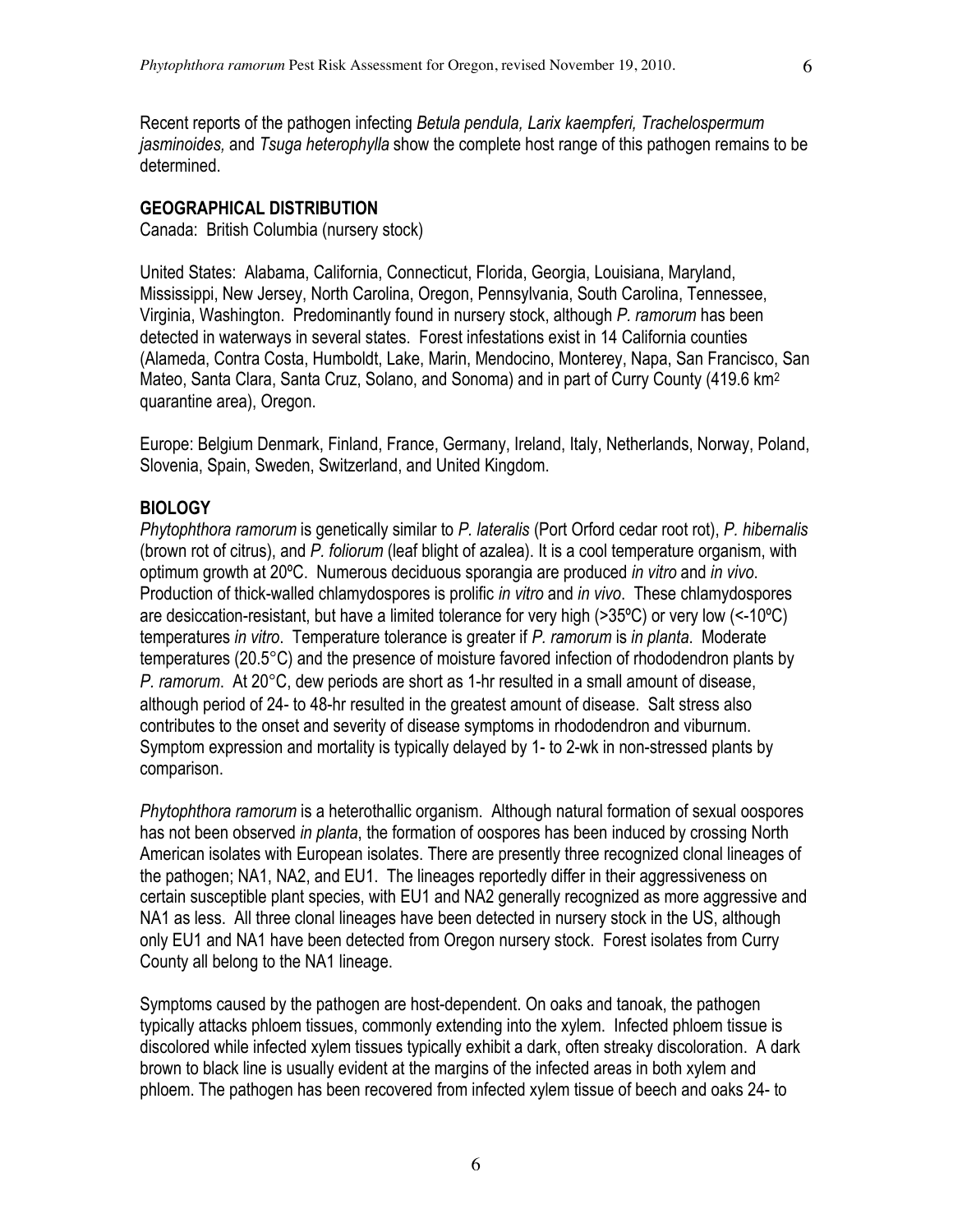Recent reports of the pathogen infecting *Betula pendula, Larix kaempferi, Trachelospermum jasminoides,* and *Tsuga heterophylla* show the complete host range of this pathogen remains to be determined.

## GEOGRAPHICAL DISTRIBUTION

Canada: British Columbia (nursery stock)

United States: Alabama, California, Connecticut, Florida, Georgia, Louisiana, Maryland, Mississippi, New Jersey, North Carolina, Oregon, Pennsylvania, South Carolina, Tennessee, Virginia, Washington. Predominantly found in nursery stock, although *P. ramorum* has been detected in waterways in several states. Forest infestations exist in 14 California counties (Alameda, Contra Costa, Humboldt, Lake, Marin, Mendocino, Monterey, Napa, San Francisco, San Mateo, Santa Clara, Santa Cruz, Solano, and Sonoma) and in part of Curry County (419.6 $km^2$ quarantine area), Oregon.

Europe: Belgium Denmark, Finland, France, Germany, Ireland, Italy, Netherlands, Norway, Poland, Slovenia, Spain, Sweden, Switzerland, and United Kingdom.

## BIOLOGY

*Phytophthora ramorum* is genetically similar to *P. lateralis* (Port Orford cedar root rot), *P. hibernalis* (brown rot of citrus), and *P. foliorum* (leaf blight of azalea). It is a cool temperature organism, with optimum growth at 20ºC. Numerous deciduous sporangia are produced *in vitro* and *in vivo*. Production of thick-walled chlamydospores is prolific *in vitro* and *in vivo*. These chlamydospores are desiccation-resistant, but have a limited tolerance for very high (>35ºC) or very low (<-10ºC) temperatures *in vitro*. Temperature tolerance is greater if *P. ramorum* is *in planta*. Moderate temperatures (20.5°C) and the presence of moisture favored infection of rhododendron plants by *P. ramorum*. At 20°C, dew periods are short as 1-hr resulted in a small amount of disease, although period of 24- to 48-hr resulted in the greatest amount of disease. Salt stress also contributes to the onset and severity of disease symptoms in rhododendron and viburnum. Symptom expression and mortality is typically delayed by 1- to 2-wk in non-stressed plants by comparison.

*Phytophthora ramorum* is a heterothallic organism. Although natural formation of sexual oospores has not been observed *in planta*, the formation of oospores has been induced by crossing North American isolates with European isolates. There are presently three recognized clonal lineages of the pathogen; NA1, NA2, and EU1. The lineages reportedly differ in their aggressiveness on certain susceptible plant species, with EU1 and NA2 generally recognized as more aggressive and NA1 as less. All three clonal lineages have been detected in nursery stock in the US, although only EU1 and NA1 have been detected from Oregon nursery stock. Forest isolates from Curry County all belong to the NA1 lineage.

Symptoms caused by the pathogen are host-dependent. On oaks and tanoak, the pathogen typically attacks phloem tissues, commonly extending into the xylem. Infected phloem tissue is discolored while infected xylem tissues typically exhibit a dark, often streaky discoloration. A dark brown to black line is usually evident at the margins of the infected areas in both xylem and phloem. The pathogen has been recovered from infected xylem tissue of beech and oaks 24- to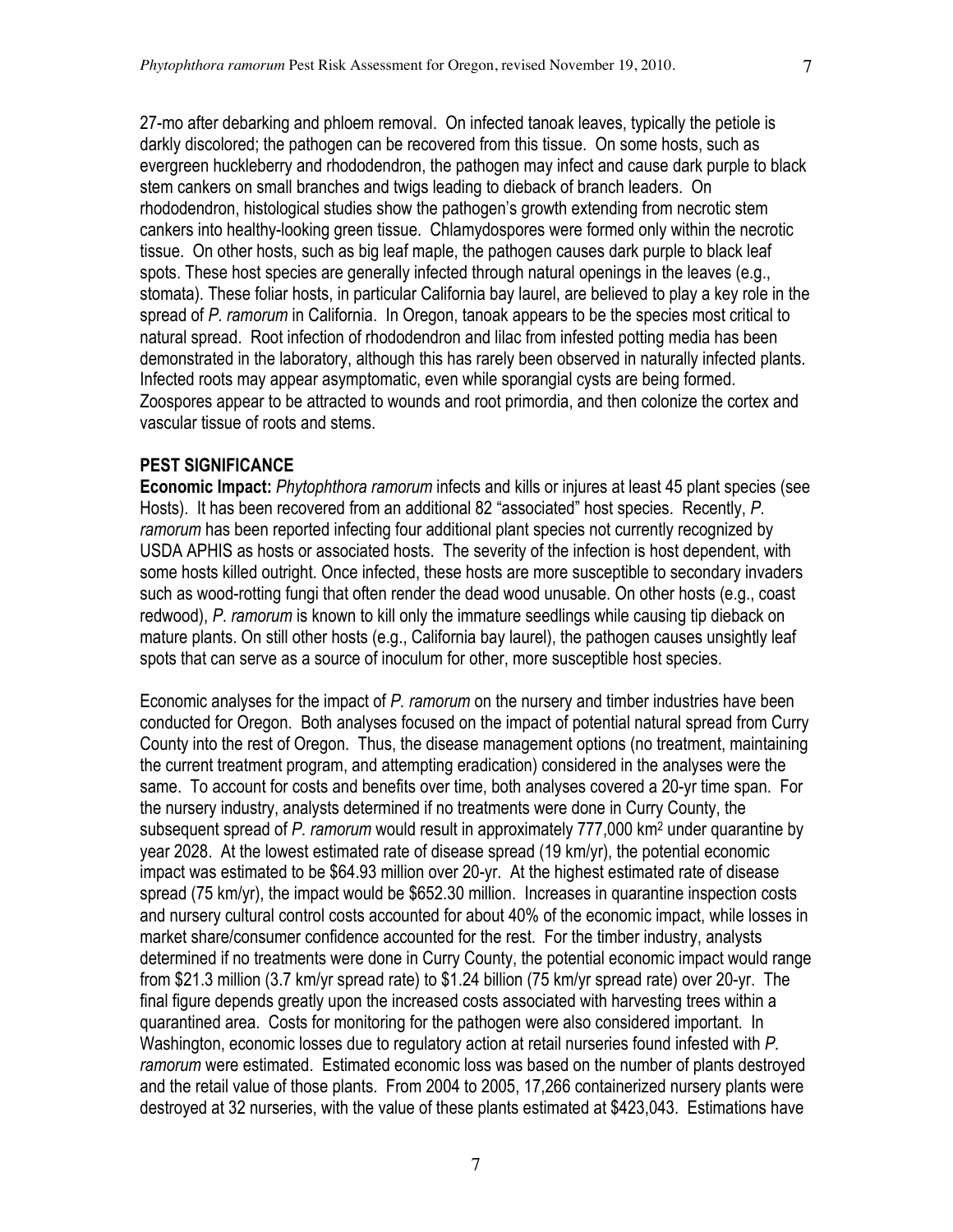27-mo after debarking and phloem removal. On infected tanoak leaves, typically the petiole is darkly discolored; the pathogen can be recovered from this tissue. On some hosts, such as evergreen huckleberry and rhododendron, the pathogen may infect and cause dark purple to black stem cankers on small branches and twigs leading to dieback of branch leaders. On rhododendron, histological studies show the pathogen's growth extending from necrotic stem cankers into healthy-looking green tissue. Chlamydospores were formed only within the necrotic tissue. On other hosts, such as big leaf maple, the pathogen causes dark purple to black leaf spots. These host species are generally infected through natural openings in the leaves (e.g., stomata). These foliar hosts, in particular California bay laurel, are believed to play a key role in the spread of *P. ramorum* in California. In Oregon, tanoak appears to be the species most critical to natural spread. Root infection of rhododendron and lilac from infested potting media has been demonstrated in the laboratory, although this has rarely been observed in naturally infected plants. Infected roots may appear asymptomatic, even while sporangial cysts are being formed. Zoospores appear to be attracted to wounds and root primordia, and then colonize the cortex and vascular tissue of roots and stems.

## PEST SIGNIFICANCE

**Economic Impact:** *Phytophthora ramorum* infects and kills or injures at least 45 plant species (see Hosts). It has been recovered from an additional 82 "associated" host species. Recently, *P. ramorum* has been reported infecting four additional plant species not currently recognized by USDA APHIS as hosts or associated hosts. The severity of the infection is host dependent, with some hosts killed outright. Once infected, these hosts are more susceptible to secondary invaders such as wood-rotting fungi that often render the dead wood unusable. On other hosts (e.g., coast redwood), *P. ramorum* is known to kill only the immature seedlings while causing tip dieback on mature plants. On still other hosts (e.g., California bay laurel), the pathogen causes unsightly leaf spots that can serve as a source of inoculum for other, more susceptible host species.

Economic analyses for the impact of *P. ramorum* on the nursery and timber industries have been conducted for Oregon. Both analyses focused on the impact of potential natural spread from Curry County into the rest of Oregon. Thus, the disease management options (no treatment, maintaining the current treatment program, and attempting eradication) considered in the analyses were the same. To account for costs and benefits over time, both analyses covered a 20-yr time span. For the nursery industry, analysts determined if no treatments were done in Curry County, the subsequent spread of *P. ramorum* would result in approximately 777,000 $km^2$ under quarantine by year 2028. At the lowest estimated rate of disease spread (19 km/yr), the potential economic impact was estimated to be \$64.93 million over 20-yr. At the highest estimated rate of disease spread (75 km/yr), the impact would be \$652.30 million. Increases in quarantine inspection costs and nursery cultural control costs accounted for about 40% of the economic impact, while losses in market share/consumer confidence accounted for the rest. For the timber industry, analysts determined if no treatments were done in Curry County, the potential economic impact would range from \$21.3 million (3.7 km/yr spread rate) to \$1.24 billion (75 km/yr spread rate) over 20-yr. The final figure depends greatly upon the increased costs associated with harvesting trees within a quarantined area. Costs for monitoring for the pathogen were also considered important. In Washington, economic losses due to regulatory action at retail nurseries found infested with *P. ramorum* were estimated. Estimated economic loss was based on the number of plants destroyed and the retail value of those plants. From 2004 to 2005, 17,266 containerized nursery plants were destroyed at 32 nurseries, with the value of these plants estimated at \$423,043. Estimations have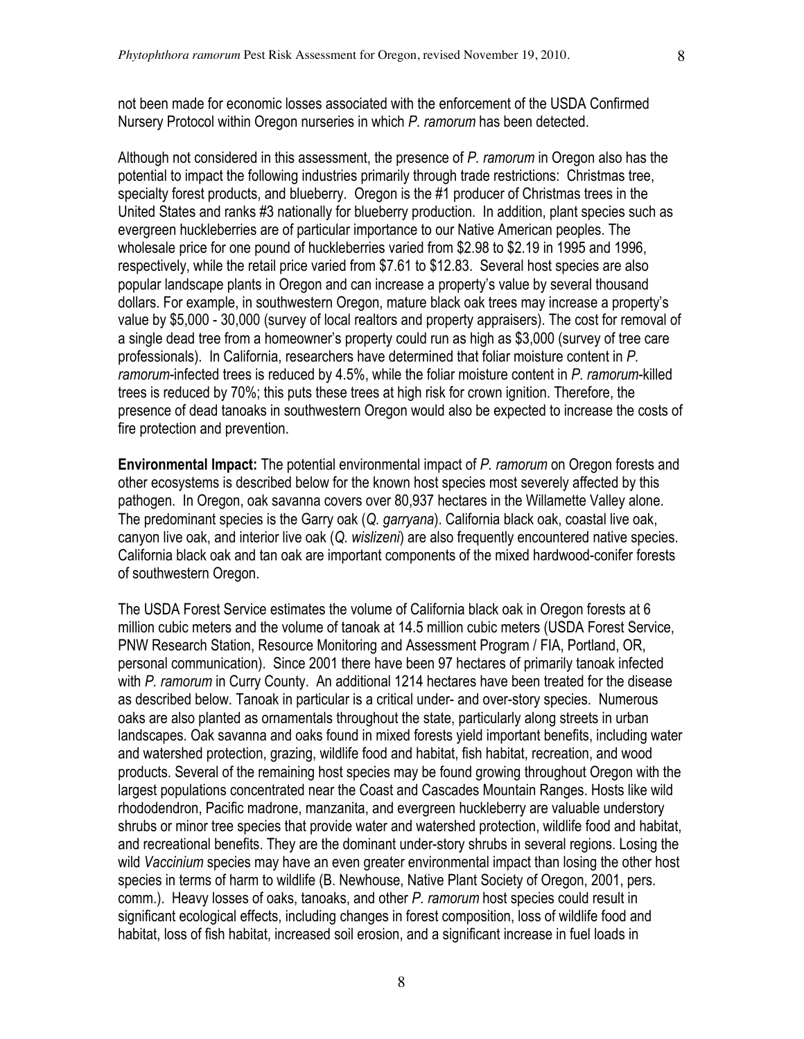not been made for economic losses associated with the enforcement of the USDA Confirmed Nursery Protocol within Oregon nurseries in which *P. ramorum* has been detected.

Although not considered in this assessment, the presence of *P. ramorum* in Oregon also has the potential to impact the following industries primarily through trade restrictions: Christmas tree, specialty forest products, and blueberry. Oregon is the #1 producer of Christmas trees in the United States and ranks #3 nationally for blueberry production. In addition, plant species such as evergreen huckleberries are of particular importance to our Native American peoples. The wholesale price for one pound of huckleberries varied from $2.98 to $2.19 in 1995 and 1996, respectively, while the retail price varied from $7.61 to $12.83. Several host species are also popular landscape plants in Oregon and can increase a property's value by several thousand dollars. For example, in southwestern Oregon, mature black oak trees may increase a property's value by $5,000 - 30,000 (survey of local realtors and property appraisers). The cost for removal of a single dead tree from a homeowner's property could run as high as $3,000 (survey of tree care professionals). In California, researchers have determined that foliar moisture content in *P. ramorum*-infected trees is reduced by 4.5%, while the foliar moisture content in *P. ramorum*-killed trees is reduced by 70%; this puts these trees at high risk for crown ignition. Therefore, the presence of dead tanoaks in southwestern Oregon would also be expected to increase the costs of fire protection and prevention.

**Environmental Impact:** The potential environmental impact of *P. ramorum* on Oregon forests and other ecosystems is described below for the known host species most severely affected by this pathogen. In Oregon, oak savanna covers over 80,937 hectares in the Willamette Valley alone. The predominant species is the Garry oak (*Q. garryana*). California black oak, coastal live oak, canyon live oak, and interior live oak (*Q. wislizeni*) are also frequently encountered native species. California black oak and tan oak are important components of the mixed hardwood-conifer forests of southwestern Oregon.

The USDA Forest Service estimates the volume of California black oak in Oregon forests at 6 million cubic meters and the volume of tanoak at 14.5 million cubic meters (USDA Forest Service, PNW Research Station, Resource Monitoring and Assessment Program / FIA, Portland, OR, personal communication). Since 2001 there have been 97 hectares of primarily tanoak infected with *P. ramorum* in Curry County. An additional 1214 hectares have been treated for the disease as described below. Tanoak in particular is a critical under- and over-story species. Numerous oaks are also planted as ornamentals throughout the state, particularly along streets in urban landscapes. Oak savanna and oaks found in mixed forests yield important benefits, including water and watershed protection, grazing, wildlife food and habitat, fish habitat, recreation, and wood products. Several of the remaining host species may be found growing throughout Oregon with the largest populations concentrated near the Coast and Cascades Mountain Ranges. Hosts like wild rhododendron, Pacific madrone, manzanita, and evergreen huckleberry are valuable understory shrubs or minor tree species that provide water and watershed protection, wildlife food and habitat, and recreational benefits. They are the dominant under-story shrubs in several regions. Losing the wild *Vaccinium* species may have an even greater environmental impact than losing the other host species in terms of harm to wildlife (B. Newhouse, Native Plant Society of Oregon, 2001, pers. comm.). Heavy losses of oaks, tanoaks, and other *P. ramorum* host species could result in significant ecological effects, including changes in forest composition, loss of wildlife food and habitat, loss of fish habitat, increased soil erosion, and a significant increase in fuel loads in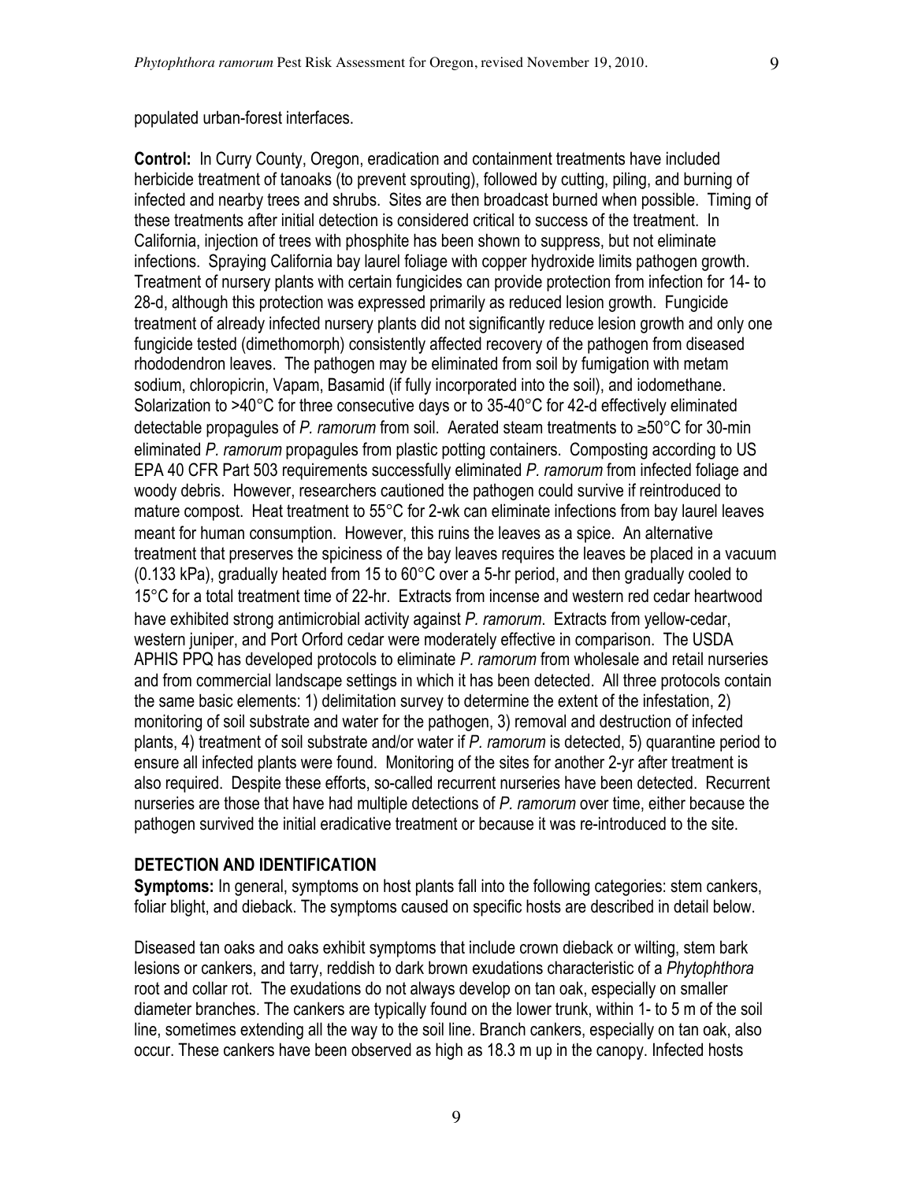populated urban-forest interfaces.

**Control:** In Curry County, Oregon, eradication and containment treatments have included herbicide treatment of tanoaks (to prevent sprouting), followed by cutting, piling, and burning of infected and nearby trees and shrubs. Sites are then broadcast burned when possible. Timing of these treatments after initial detection is considered critical to success of the treatment. In California, injection of trees with phosphite has been shown to suppress, but not eliminate infections. Spraying California bay laurel foliage with copper hydroxide limits pathogen growth. Treatment of nursery plants with certain fungicides can provide protection from infection for 14- to 28-d, although this protection was expressed primarily as reduced lesion growth. Fungicide treatment of already infected nursery plants did not significantly reduce lesion growth and only one fungicide tested (dimethomorph) consistently affected recovery of the pathogen from diseased rhododendron leaves. The pathogen may be eliminated from soil by fumigation with metam sodium, chloropicrin, Vapam, Basamid (if fully incorporated into the soil), and iodomethane. Solarization to >40°C for three consecutive days or to 35-40°C for 42-d effectively eliminated detectable propagules of *P. ramorum* from soil. Aerated steam treatments to ≥50°C for 30-min eliminated *P. ramorum* propagules from plastic potting containers. Composting according to US EPA 40 CFR Part 503 requirements successfully eliminated *P. ramorum* from infected foliage and woody debris. However, researchers cautioned the pathogen could survive if reintroduced to mature compost. Heat treatment to 55°C for 2-wk can eliminate infections from bay laurel leaves meant for human consumption. However, this ruins the leaves as a spice. An alternative treatment that preserves the spiciness of the bay leaves requires the leaves be placed in a vacuum (0.133 kPa), gradually heated from 15 to 60°C over a 5-hr period, and then gradually cooled to 15°C for a total treatment time of 22-hr. Extracts from incense and western red cedar heartwood have exhibited strong antimicrobial activity against *P. ramorum*. Extracts from yellow-cedar, western juniper, and Port Orford cedar were moderately effective in comparison. The USDA APHIS PPQ has developed protocols to eliminate *P. ramorum* from wholesale and retail nurseries and from commercial landscape settings in which it has been detected. All three protocols contain the same basic elements: 1) delimitation survey to determine the extent of the infestation, 2) monitoring of soil substrate and water for the pathogen, 3) removal and destruction of infected plants, 4) treatment of soil substrate and/or water if *P. ramorum* is detected, 5) quarantine period to ensure all infected plants were found. Monitoring of the sites for another 2-yr after treatment is also required. Despite these efforts, so-called recurrent nurseries have been detected. Recurrent nurseries are those that have had multiple detections of *P. ramorum* over time, either because the pathogen survived the initial eradicative treatment or because it was re-introduced to the site.

## DETECTION AND IDENTIFICATION

**Symptoms:** In general, symptoms on host plants fall into the following categories: stem cankers, foliar blight, and dieback. The symptoms caused on specific hosts are described in detail below.

Diseased tan oaks and oaks exhibit symptoms that include crown dieback or wilting, stem bark lesions or cankers, and tarry, reddish to dark brown exudations characteristic of a *Phytophthora* root and collar rot. The exudations do not always develop on tan oak, especially on smaller diameter branches. The cankers are typically found on the lower trunk, within 1- to 5 m of the soil line, sometimes extending all the way to the soil line. Branch cankers, especially on tan oak, also occur. These cankers have been observed as high as 18.3 m up in the canopy. Infected hosts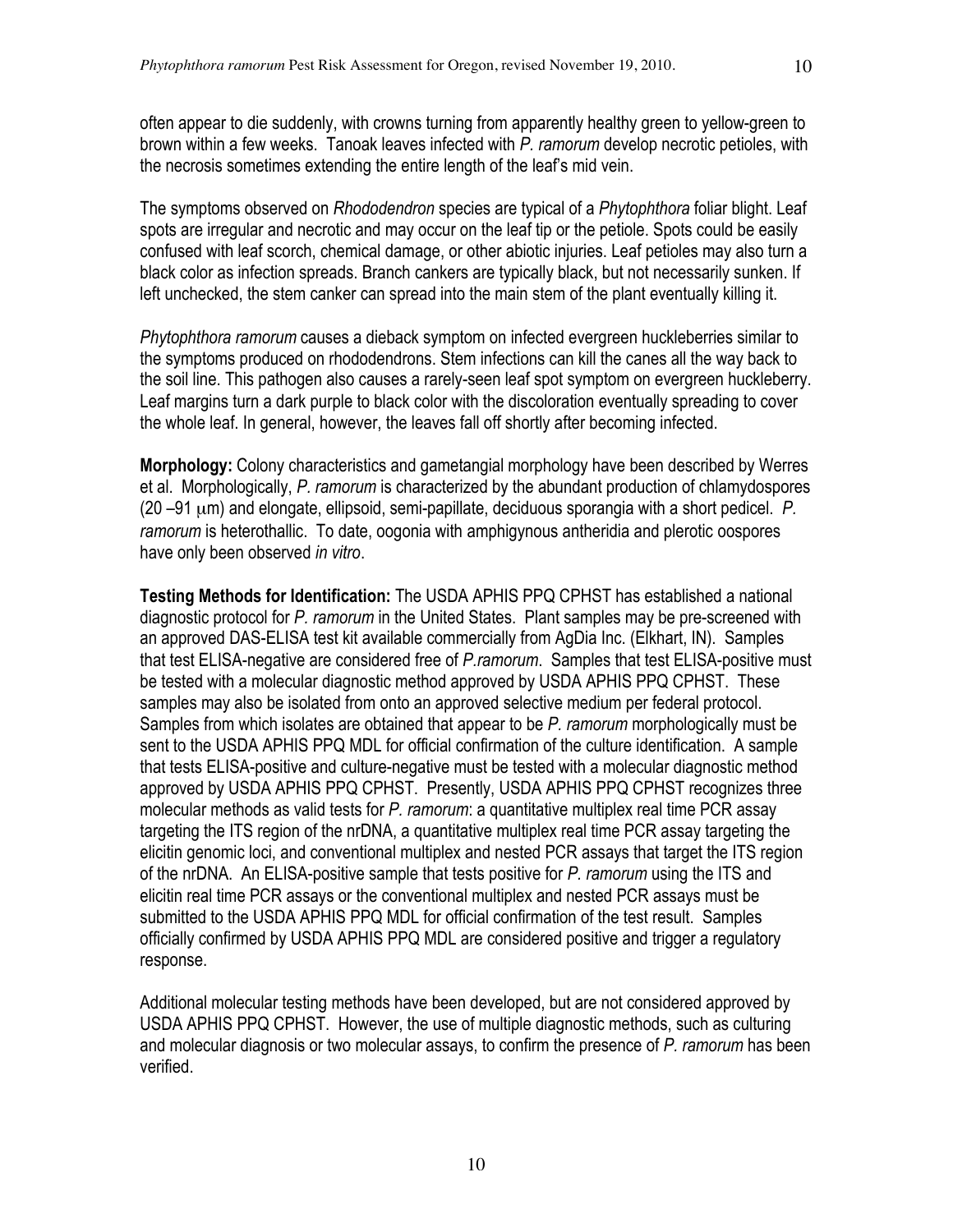often appear to die suddenly, with crowns turning from apparently healthy green to yellow-green to brown within a few weeks. Tanoak leaves infected with *P. ramorum* develop necrotic petioles, with the necrosis sometimes extending the entire length of the leaf's mid vein.

The symptoms observed on *Rhododendron* species are typical of a *Phytophthora* foliar blight. Leaf spots are irregular and necrotic and may occur on the leaf tip or the petiole. Spots could be easily confused with leaf scorch, chemical damage, or other abiotic injuries. Leaf petioles may also turn a black color as infection spreads. Branch cankers are typically black, but not necessarily sunken. If left unchecked, the stem canker can spread into the main stem of the plant eventually killing it.

*Phytophthora ramorum* causes a dieback symptom on infected evergreen huckleberries similar to the symptoms produced on rhododendrons. Stem infections can kill the canes all the way back to the soil line. This pathogen also causes a rarely-seen leaf spot symptom on evergreen huckleberry. Leaf margins turn a dark purple to black color with the discoloration eventually spreading to cover the whole leaf. In general, however, the leaves fall off shortly after becoming infected.

**Morphology:** Colony characteristics and gametangial morphology have been described by Werres et al. Morphologically, *P. ramorum* is characterized by the abundant production of chlamydospores (20 –91 μm) and elongate, ellipsoid, semi-papillate, deciduous sporangia with a short pedicel. *P. ramorum* is heterothallic. To date, oogonia with amphigynous antheridia and plerotic oospores have only been observed *in vitro*.

**Testing Methods for Identification:** The USDA APHIS PPQ CPHST has established a national diagnostic protocol for *P. ramorum* in the United States. Plant samples may be pre-screened with an approved DAS-ELISA test kit available commercially from AgDia Inc. (Elkhart, IN). Samples that test ELISA-negative are considered free of *P.ramorum*. Samples that test ELISA-positive must be tested with a molecular diagnostic method approved by USDA APHIS PPQ CPHST. These samples may also be isolated from onto an approved selective medium per federal protocol. Samples from which isolates are obtained that appear to be *P. ramorum* morphologically must be sent to the USDA APHIS PPQ MDL for official confirmation of the culture identification. A sample that tests ELISA-positive and culture-negative must be tested with a molecular diagnostic method approved by USDA APHIS PPQ CPHST. Presently, USDA APHIS PPQ CPHST recognizes three molecular methods as valid tests for *P. ramorum*: a quantitative multiplex real time PCR assay targeting the ITS region of the nrDNA, a quantitative multiplex real time PCR assay targeting the elicitin genomic loci, and conventional multiplex and nested PCR assays that target the ITS region of the nrDNA. An ELISA-positive sample that tests positive for *P. ramorum* using the ITS and elicitin real time PCR assays or the conventional multiplex and nested PCR assays must be submitted to the USDA APHIS PPQ MDL for official confirmation of the test result. Samples officially confirmed by USDA APHIS PPQ MDL are considered positive and trigger a regulatory response.

Additional molecular testing methods have been developed, but are not considered approved by USDA APHIS PPQ CPHST. However, the use of multiple diagnostic methods, such as culturing and molecular diagnosis or two molecular assays, to confirm the presence of *P. ramorum* has been verified.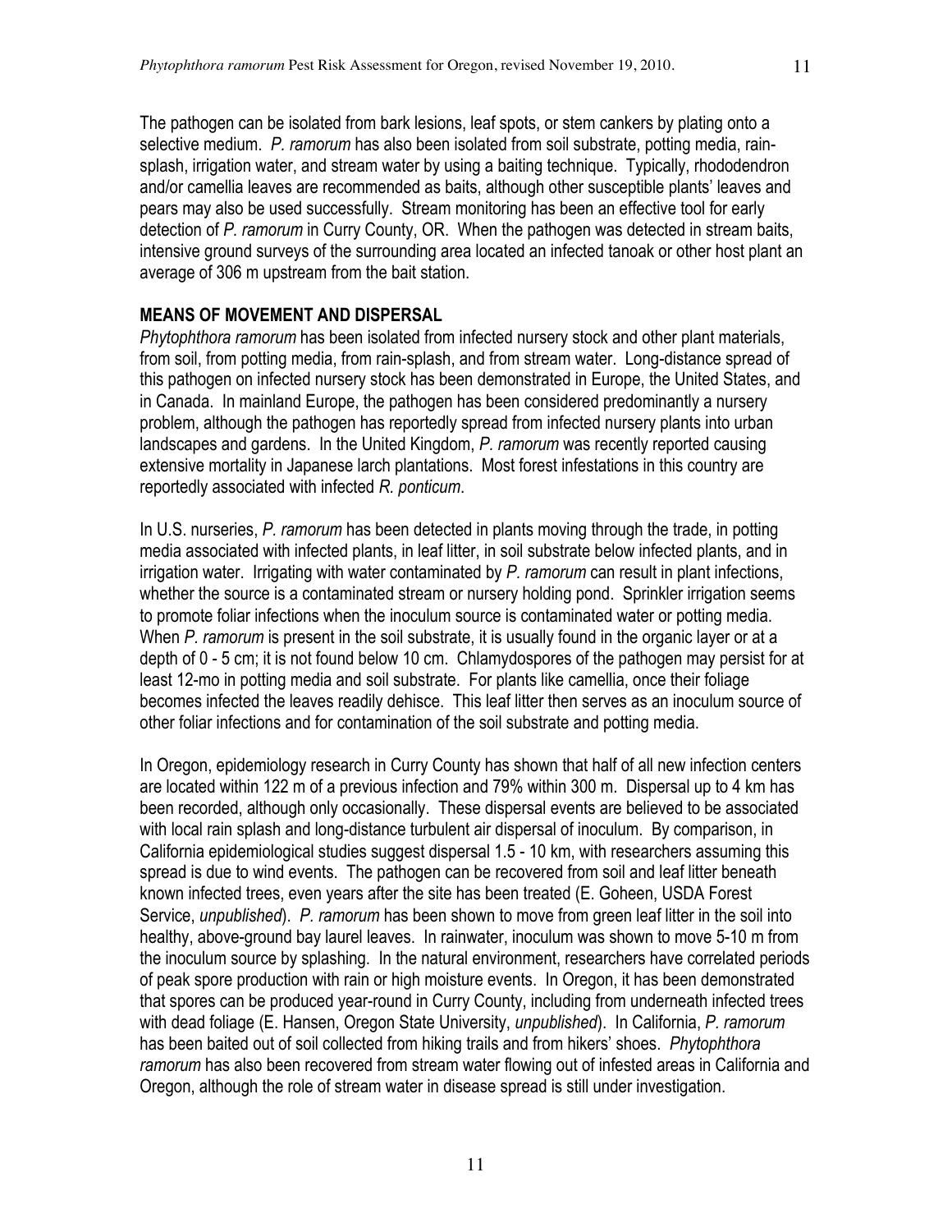The pathogen can be isolated from bark lesions, leaf spots, or stem cankers by plating onto a selective medium. *P. ramorum* has also been isolated from soil substrate, potting media, rain-splash, irrigation water, and stream water by using a baiting technique. Typically, rhododendron and/or camellia leaves are recommended as baits, although other susceptible plants' leaves and pears may also be used successfully. Stream monitoring has been an effective tool for early detection of *P. ramorum* in Curry County, OR. When the pathogen was detected in stream baits, intensive ground surveys of the surrounding area located an infected tanoak or other host plant an average of 306 m upstream from the bait station.

## MEANS OF MOVEMENT AND DISPERSAL

*Phytophthora ramorum* has been isolated from infected nursery stock and other plant materials, from soil, from potting media, from rain-splash, and from stream water. Long-distance spread of this pathogen on infected nursery stock has been demonstrated in Europe, the United States, and in Canada. In mainland Europe, the pathogen has been considered predominantly a nursery problem, although the pathogen has reportedly spread from infected nursery plants into urban landscapes and gardens. In the United Kingdom, *P. ramorum* was recently reported causing extensive mortality in Japanese larch plantations. Most forest infestations in this country are reportedly associated with infected *R. ponticum*.

In U.S. nurseries, *P. ramorum* has been detected in plants moving through the trade, in potting media associated with infected plants, in leaf litter, in soil substrate below infected plants, and in irrigation water. Irrigating with water contaminated by *P. ramorum* can result in plant infections, whether the source is a contaminated stream or nursery holding pond. Sprinkler irrigation seems to promote foliar infections when the inoculum source is contaminated water or potting media. When *P. ramorum* is present in the soil substrate, it is usually found in the organic layer or at a depth of 0 - 5 cm; it is not found below 10 cm. Chlamydospores of the pathogen may persist for at least 12-mo in potting media and soil substrate. For plants like camellia, once their foliage becomes infected the leaves readily dehisce. This leaf litter then serves as an inoculum source of other foliar infections and for contamination of the soil substrate and potting media.

In Oregon, epidemiology research in Curry County has shown that half of all new infection centers are located within 122 m of a previous infection and 79% within 300 m. Dispersal up to 4 km has been recorded, although only occasionally. These dispersal events are believed to be associated with local rain splash and long-distance turbulent air dispersal of inoculum. By comparison, in California epidemiological studies suggest dispersal 1.5 - 10 km, with researchers assuming this spread is due to wind events. The pathogen can be recovered from soil and leaf litter beneath known infected trees, even years after the site has been treated (E. Goheen, USDA Forest Service, *unpublished*). *P. ramorum* has been shown to move from green leaf litter in the soil into healthy, above-ground bay laurel leaves. In rainwater, inoculum was shown to move 5-10 m from the inoculum source by splashing. In the natural environment, researchers have correlated periods of peak spore production with rain or high moisture events. In Oregon, it has been demonstrated that spores can be produced year-round in Curry County, including from underneath infected trees with dead foliage (E. Hansen, Oregon State University, *unpublished*). In California, *P. ramorum* has been baited out of soil collected from hiking trails and from hikers' shoes. *Phytophthora ramorum* has also been recovered from stream water flowing out of infested areas in California and Oregon, although the role of stream water in disease spread is still under investigation.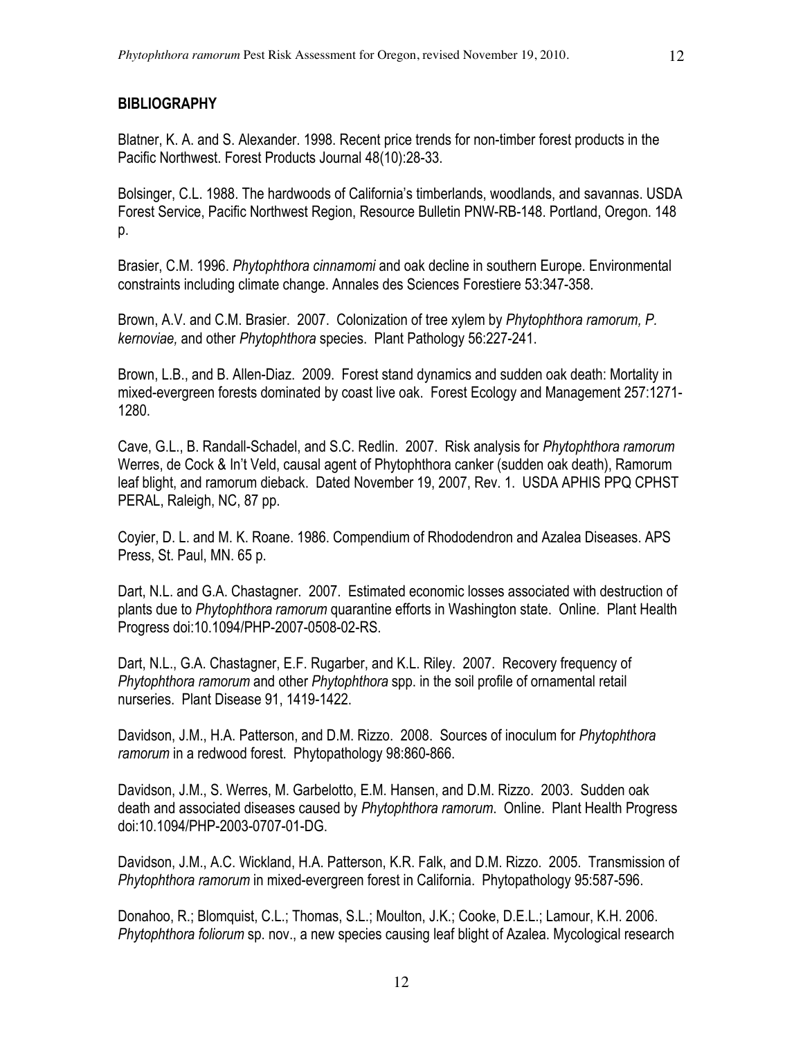## BIBLIOGRAPHY

Blatner, K. A. and S. Alexander. 1998. Recent price trends for non-timber forest products in the Pacific Northwest. Forest Products Journal 48(10):28-33.

Bolsinger, C.L. 1988. The hardwoods of California's timberlands, woodlands, and savannas. USDA Forest Service, Pacific Northwest Region, Resource Bulletin PNW-RB-148. Portland, Oregon. 148 p.

Brasier, C.M. 1996. *Phytophthora cinnamomi* and oak decline in southern Europe. Environmental constraints including climate change. Annales des Sciences Forestiere 53:347-358.

Brown, A.V. and C.M. Brasier. 2007. Colonization of tree xylem by *Phytophthora ramorum, P. kernoviae,* and other *Phytophthora* species. Plant Pathology 56:227-241.

Brown, L.B., and B. Allen-Diaz. 2009. Forest stand dynamics and sudden oak death: Mortality in mixed-evergreen forests dominated by coast live oak. Forest Ecology and Management 257:1271-1280.

Cave, G.L., B. Randall-Schadel, and S.C. Redlin. 2007. Risk analysis for *Phytophthora ramorum* Werres, de Cock & In't Veld, causal agent of Phytophthora canker (sudden oak death), Ramorum leaf blight, and ramorum dieback. Dated November 19, 2007, Rev. 1. USDA APHIS PPQ CPHST PERAL, Raleigh, NC, 87 pp.

Coyier, D. L. and M. K. Roane. 1986. Compendium of Rhododendron and Azalea Diseases. APS Press, St. Paul, MN. 65 p.

Dart, N.L. and G.A. Chastagner. 2007. Estimated economic losses associated with destruction of plants due to *Phytophthora ramorum* quarantine efforts in Washington state. Online. Plant Health Progress doi:10.1094/PHP-2007-0508-02-RS.

Dart, N.L., G.A. Chastagner, E.F. Rugarber, and K.L. Riley. 2007. Recovery frequency of *Phytophthora ramorum* and other *Phytophthora* spp. in the soil profile of ornamental retail nurseries. Plant Disease 91, 1419-1422.

Davidson, J.M., H.A. Patterson, and D.M. Rizzo. 2008. Sources of inoculum for *Phytophthora ramorum* in a redwood forest. Phytopathology 98:860-866.

Davidson, J.M., S. Werres, M. Garbelotto, E.M. Hansen, and D.M. Rizzo. 2003. Sudden oak death and associated diseases caused by *Phytophthora ramorum*. Online. Plant Health Progress doi:10.1094/PHP-2003-0707-01-DG.

Davidson, J.M., A.C. Wickland, H.A. Patterson, K.R. Falk, and D.M. Rizzo. 2005. Transmission of *Phytophthora ramorum* in mixed-evergreen forest in California. Phytopathology 95:587-596.

Donahoo, R.; Blomquist, C.L.; Thomas, S.L.; Moulton, J.K.; Cooke, D.E.L.; Lamour, K.H. 2006. *Phytophthora foliorum* sp. nov., a new species causing leaf blight of Azalea. Mycological research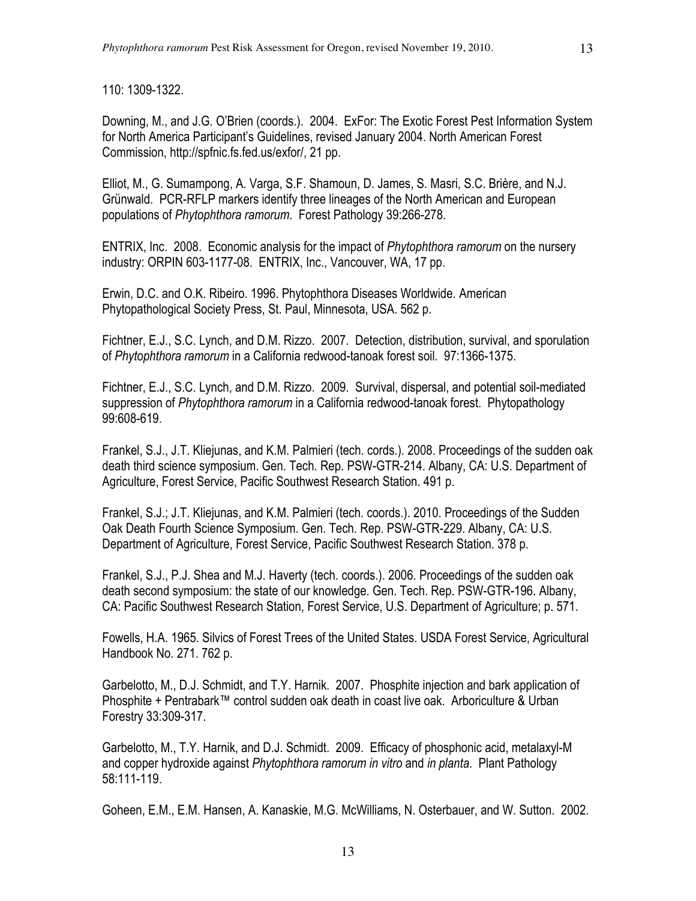110: 1309-1322.

Downing, M., and J.G. O'Brien (coords.). 2004. ExFor: The Exotic Forest Pest Information System for North America Participant's Guidelines, revised January 2004. North American Forest Commission, http://spfnic.fs.fed.us/exfor/, 21 pp.

Elliot, M., G. Sumampong, A. Varga, S.F. Shamoun, D. James, S. Masri, S.C. Brière, and N.J. Grünwald. PCR-RFLP markers identify three lineages of the North American and European populations of *Phytophthora ramorum*. Forest Pathology 39:266-278.

ENTRIX, Inc. 2008. Economic analysis for the impact of *Phytophthora ramorum* on the nursery industry: ORPIN 603-1177-08. ENTRIX, Inc., Vancouver, WA, 17 pp.

Erwin, D.C. and O.K. Ribeiro. 1996. Phytophthora Diseases Worldwide. American Phytopathological Society Press, St. Paul, Minnesota, USA. 562 p.

Fichtner, E.J., S.C. Lynch, and D.M. Rizzo. 2007. Detection, distribution, survival, and sporulation of *Phytophthora ramorum* in a California redwood-tanoak forest soil. 97:1366-1375.

Fichtner, E.J., S.C. Lynch, and D.M. Rizzo. 2009. Survival, dispersal, and potential soil-mediated suppression of *Phytophthora ramorum* in a California redwood-tanoak forest. Phytopathology 99:608-619.

Frankel, S.J., J.T. Kliejunas, and K.M. Palmieri (tech. cords.). 2008. Proceedings of the sudden oak death third science symposium. Gen. Tech. Rep. PSW-GTR-214. Albany, CA: U.S. Department of Agriculture, Forest Service, Pacific Southwest Research Station. 491 p.

Frankel, S.J.; J.T. Kliejunas, and K.M. Palmieri (tech. coords.). 2010. Proceedings of the Sudden Oak Death Fourth Science Symposium. Gen. Tech. Rep. PSW-GTR-229. Albany, CA: U.S. Department of Agriculture, Forest Service, Pacific Southwest Research Station. 378 p.

Frankel, S.J., P.J. Shea and M.J. Haverty (tech. coords.). 2006. Proceedings of the sudden oak death second symposium: the state of our knowledge. Gen. Tech. Rep. PSW-GTR-196. Albany, CA: Pacific Southwest Research Station, Forest Service, U.S. Department of Agriculture; p. 571.

Fowells, H.A. 1965. Silvics of Forest Trees of the United States. USDA Forest Service, Agricultural Handbook No. 271. 762 p.

Garbelotto, M., D.J. Schmidt, and T.Y. Harnik. 2007. Phosphite injection and bark application of Phosphite + Pentrabark™ control sudden oak death in coast live oak. Arboriculture & Urban Forestry 33:309-317.

Garbelotto, M., T.Y. Harnik, and D.J. Schmidt. 2009. Efficacy of phosphonic acid, metalaxyl-M and copper hydroxide against *Phytophthora ramorum in vitro* and *in planta*. Plant Pathology 58:111-119.

Goheen, E.M., E.M. Hansen, A. Kanaskie, M.G. McWilliams, N. Osterbauer, and W. Sutton. 2002.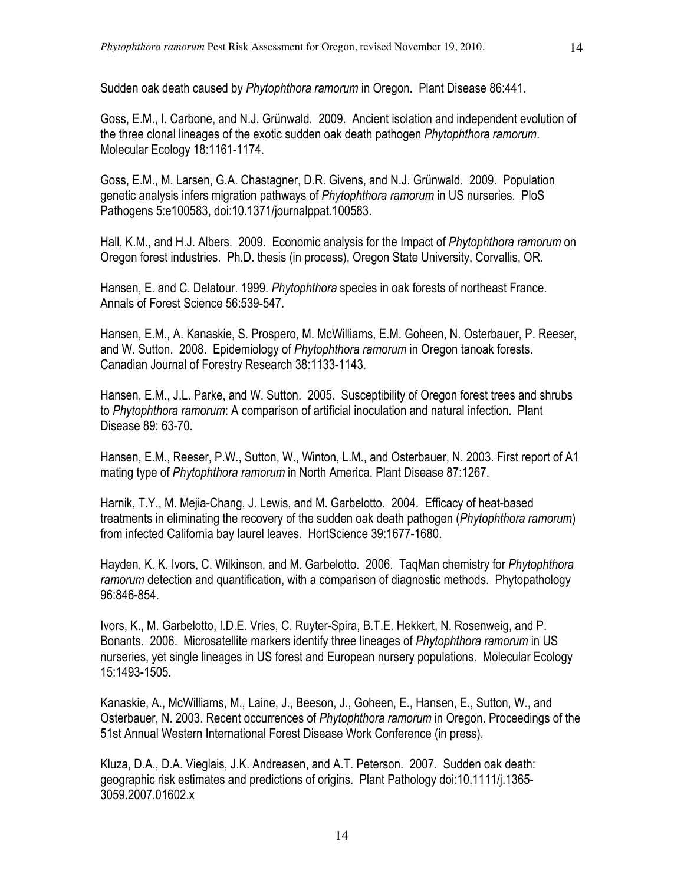Sudden oak death caused by *Phytophthora ramorum* in Oregon. Plant Disease 86:441.

Goss, E.M., I. Carbone, and N.J. Grünwald. 2009. Ancient isolation and independent evolution of the three clonal lineages of the exotic sudden oak death pathogen *Phytophthora ramorum*. Molecular Ecology 18:1161-1174.

Goss, E.M., M. Larsen, G.A. Chastagner, D.R. Givens, and N.J. Grünwald. 2009. Population genetic analysis infers migration pathways of *Phytophthora ramorum* in US nurseries. PloS Pathogens 5:e100583, doi:10.1371/journalppat.100583.

Hall, K.M., and H.J. Albers. 2009. Economic analysis for the Impact of *Phytophthora ramorum* on Oregon forest industries. Ph.D. thesis (in process), Oregon State University, Corvallis, OR.

Hansen, E. and C. Delatour. 1999. *Phytophthora* species in oak forests of northeast France. Annals of Forest Science 56:539-547.

Hansen, E.M., A. Kanaskie, S. Prospero, M. McWilliams, E.M. Goheen, N. Osterbauer, P. Reeser, and W. Sutton. 2008. Epidemiology of *Phytophthora ramorum* in Oregon tanoak forests. Canadian Journal of Forestry Research 38:1133-1143.

Hansen, E.M., J.L. Parke, and W. Sutton. 2005. Susceptibility of Oregon forest trees and shrubs to *Phytophthora ramorum*: A comparison of artificial inoculation and natural infection. Plant Disease 89: 63-70.

Hansen, E.M., Reeser, P.W., Sutton, W., Winton, L.M., and Osterbauer, N. 2003. First report of A1 mating type of *Phytophthora ramorum* in North America. Plant Disease 87:1267.

Harnik, T.Y., M. Mejia-Chang, J. Lewis, and M. Garbelotto. 2004. Efficacy of heat-based treatments in eliminating the recovery of the sudden oak death pathogen (*Phytophthora ramorum*) from infected California bay laurel leaves. HortScience 39:1677-1680.

Hayden, K. K. Ivors, C. Wilkinson, and M. Garbelotto. 2006. TaqMan chemistry for *Phytophthora ramorum* detection and quantification, with a comparison of diagnostic methods. Phytopathology 96:846-854.

Ivors, K., M. Garbelotto, I.D.E. Vries, C. Ruyter-Spira, B.T.E. Hekkert, N. Rosenweig, and P. Bonants. 2006. Microsatellite markers identify three lineages of *Phytophthora ramorum* in US nurseries, yet single lineages in US forest and European nursery populations. Molecular Ecology 15:1493-1505.

Kanaskie, A., McWilliams, M., Laine, J., Beeson, J., Goheen, E., Hansen, E., Sutton, W., and Osterbauer, N. 2003. Recent occurrences of *Phytophthora ramorum* in Oregon. Proceedings of the 51st Annual Western International Forest Disease Work Conference (in press).

Kluza, D.A., D.A. Vieglais, J.K. Andreasen, and A.T. Peterson. 2007. Sudden oak death: geographic risk estimates and predictions of origins. Plant Pathology doi:10.1111/j.1365-3059.2007.01602.x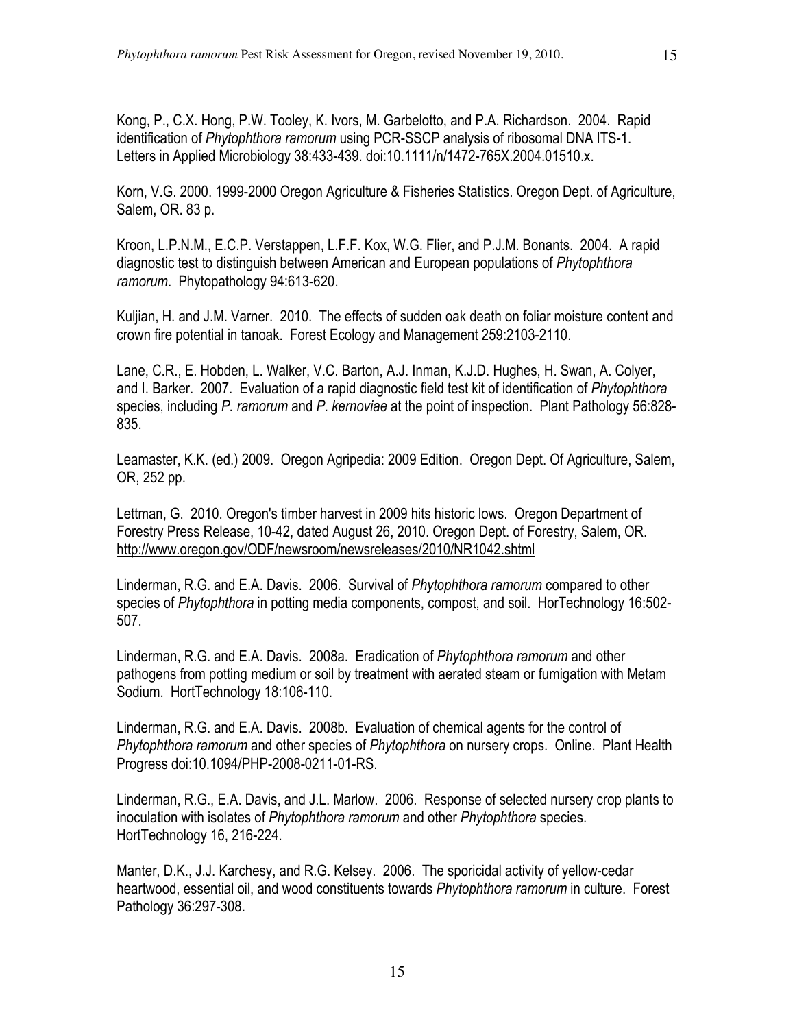Kong, P., C.X. Hong, P.W. Tooley, K. Ivors, M. Garbelotto, and P.A. Richardson. 2004. Rapid identification of *Phytophthora ramorum* using PCR-SSCP analysis of ribosomal DNA ITS-1. Letters in Applied Microbiology 38:433-439. doi:10.1111/n/1472-765X.2004.01510.x.

Korn, V.G. 2000. 1999-2000 Oregon Agriculture & Fisheries Statistics. Oregon Dept. of Agriculture, Salem, OR. 83 p.

Kroon, L.P.N.M., E.C.P. Verstappen, L.F.F. Kox, W.G. Flier, and P.J.M. Bonants. 2004. A rapid diagnostic test to distinguish between American and European populations of *Phytophthora ramorum*. Phytopathology 94:613-620.

Kuljian, H. and J.M. Varner. 2010. The effects of sudden oak death on foliar moisture content and crown fire potential in tanoak. Forest Ecology and Management 259:2103-2110.

Lane, C.R., E. Hobden, L. Walker, V.C. Barton, A.J. Inman, K.J.D. Hughes, H. Swan, A. Colyer, and I. Barker. 2007. Evaluation of a rapid diagnostic field test kit of identification of *Phytophthora* species, including *P. ramorum* and *P. kernoviae* at the point of inspection. Plant Pathology 56:828-835.

Leamaster, K.K. (ed.) 2009. Oregon Agripedia: 2009 Edition. Oregon Dept. Of Agriculture, Salem, OR, 252 pp.

Lettman, G. 2010. Oregon's timber harvest in 2009 hits historic lows. Oregon Department of Forestry Press Release, 10-42, dated August 26, 2010. Oregon Dept. of Forestry, Salem, OR. http://www.oregon.gov/ODF/newsroom/newsreleases/2010/NR1042.shtml

Linderman, R.G. and E.A. Davis. 2006. Survival of *Phytophthora ramorum* compared to other species of *Phytophthora* in potting media components, compost, and soil. HorTechnology 16:502-507.

Linderman, R.G. and E.A. Davis. 2008a. Eradication of *Phytophthora ramorum* and other pathogens from potting medium or soil by treatment with aerated steam or fumigation with Metam Sodium. HortTechnology 18:106-110.

Linderman, R.G. and E.A. Davis. 2008b. Evaluation of chemical agents for the control of *Phytophthora ramorum* and other species of *Phytophthora* on nursery crops. Online. Plant Health Progress doi:10.1094/PHP-2008-0211-01-RS.

Linderman, R.G., E.A. Davis, and J.L. Marlow. 2006. Response of selected nursery crop plants to inoculation with isolates of *Phytophthora ramorum* and other *Phytophthora* species. HortTechnology 16, 216-224.

Manter, D.K., J.J. Karchesy, and R.G. Kelsey. 2006. The sporicidal activity of yellow-cedar heartwood, essential oil, and wood constituents towards *Phytophthora ramorum* in culture. Forest Pathology 36:297-308.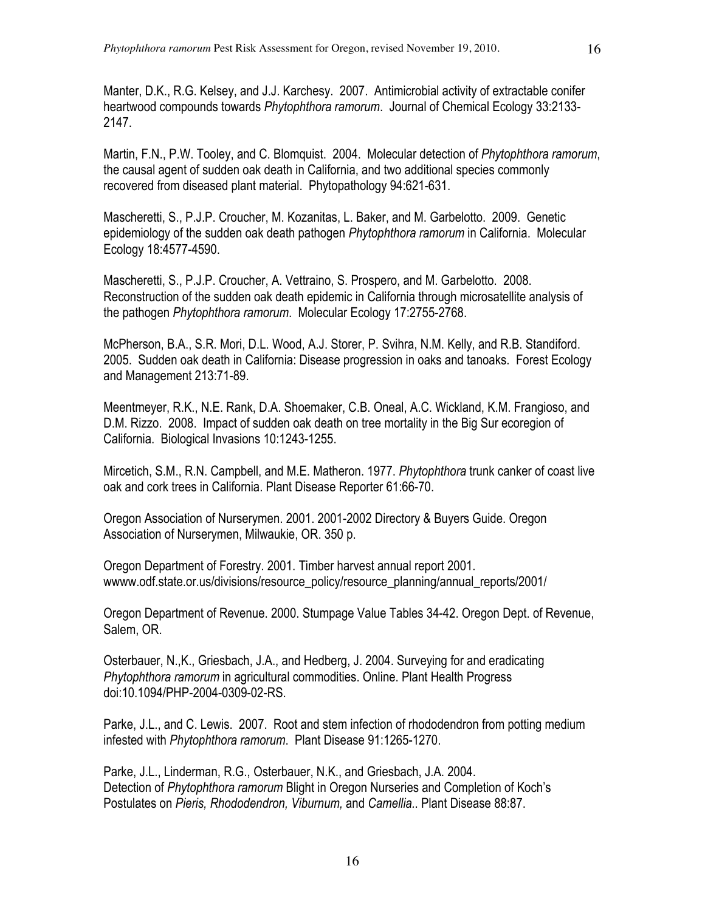Manter, D.K., R.G. Kelsey, and J.J. Karchesy. 2007. Antimicrobial activity of extractable conifer heartwood compounds towards *Phytophthora ramorum*. Journal of Chemical Ecology 33:2133-2147.

Martin, F.N., P.W. Tooley, and C. Blomquist. 2004. Molecular detection of *Phytophthora ramorum*, the causal agent of sudden oak death in California, and two additional species commonly recovered from diseased plant material. Phytopathology 94:621-631.

Mascheretti, S., P.J.P. Croucher, M. Kozanitas, L. Baker, and M. Garbelotto. 2009. Genetic epidemiology of the sudden oak death pathogen *Phytophthora ramorum* in California. Molecular Ecology 18:4577-4590.

Mascheretti, S., P.J.P. Croucher, A. Vettraino, S. Prospero, and M. Garbelotto. 2008. Reconstruction of the sudden oak death epidemic in California through microsatellite analysis of the pathogen *Phytophthora ramorum*. Molecular Ecology 17:2755-2768.

McPherson, B.A., S.R. Mori, D.L. Wood, A.J. Storer, P. Svihra, N.M. Kelly, and R.B. Standiford. 2005. Sudden oak death in California: Disease progression in oaks and tanoaks. Forest Ecology and Management 213:71-89.

Meentmeyer, R.K., N.E. Rank, D.A. Shoemaker, C.B. Oneal, A.C. Wickland, K.M. Frangioso, and D.M. Rizzo. 2008. Impact of sudden oak death on tree mortality in the Big Sur ecoregion of California. Biological Invasions 10:1243-1255.

Mircetich, S.M., R.N. Campbell, and M.E. Matheron. 1977. *Phytophthora* trunk canker of coast live oak and cork trees in California. Plant Disease Reporter 61:66-70.

Oregon Association of Nurserymen. 2001. 2001-2002 Directory & Buyers Guide. Oregon Association of Nurserymen, Milwaukie, OR. 350 p.

Oregon Department of Forestry. 2001. Timber harvest annual report 2001. wwww.odf.state.or.us/divisions/resource_policy/resource_planning/annual_reports/2001/

Oregon Department of Revenue. 2000. Stumpage Value Tables 34-42. Oregon Dept. of Revenue, Salem, OR.

Osterbauer, N.,K., Griesbach, J.A., and Hedberg, J. 2004. Surveying for and eradicating *Phytophthora ramorum* in agricultural commodities. Online. Plant Health Progress doi:10.1094/PHP-2004-0309-02-RS.

Parke, J.L., and C. Lewis. 2007. Root and stem infection of rhododendron from potting medium infested with *Phytophthora ramorum*. Plant Disease 91:1265-1270.

Parke, J.L., Linderman, R.G., Osterbauer, N.K., and Griesbach, J.A. 2004. Detection of *Phytophthora ramorum* Blight in Oregon Nurseries and Completion of Koch's Postulates on *Pieris, Rhododendron, Viburnum,* and *Camellia.*. Plant Disease 88:87.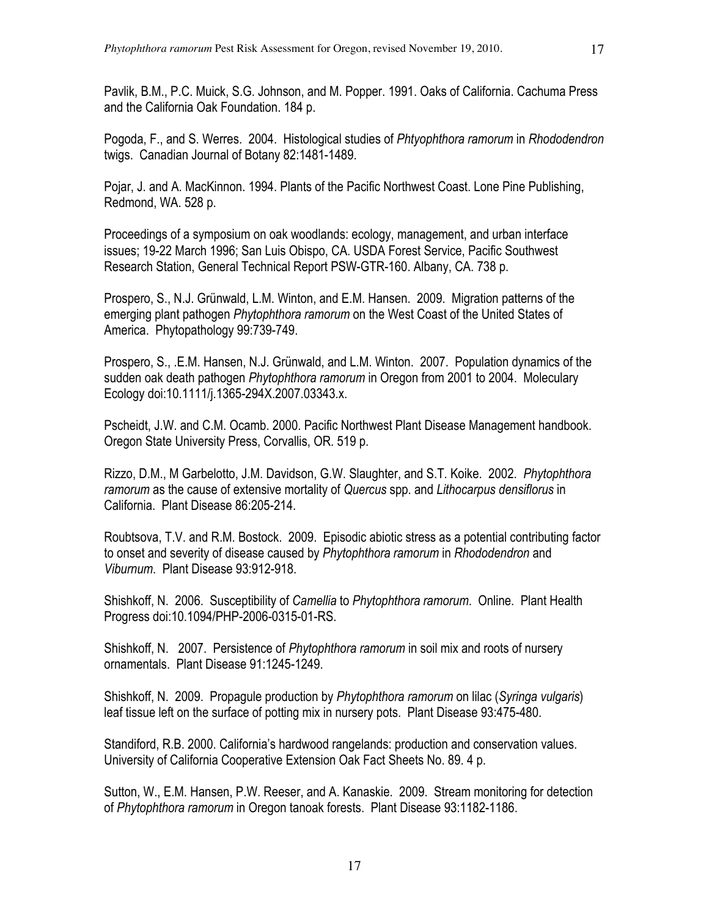Pavlik, B.M., P.C. Muick, S.G. Johnson, and M. Popper. 1991. Oaks of California. Cachuma Press and the California Oak Foundation. 184 p.

Pogoda, F., and S. Werres. 2004. Histological studies of *Phtyophthora ramorum* in *Rhododendron* twigs. Canadian Journal of Botany 82:1481-1489.

Pojar, J. and A. MacKinnon. 1994. Plants of the Pacific Northwest Coast. Lone Pine Publishing, Redmond, WA. 528 p.

Proceedings of a symposium on oak woodlands: ecology, management, and urban interface issues; 19-22 March 1996; San Luis Obispo, CA. USDA Forest Service, Pacific Southwest Research Station, General Technical Report PSW-GTR-160. Albany, CA. 738 p.

Prospero, S., N.J. Grünwald, L.M. Winton, and E.M. Hansen. 2009. Migration patterns of the emerging plant pathogen *Phytophthora ramorum* on the West Coast of the United States of America. Phytopathology 99:739-749.

Prospero, S., .E.M. Hansen, N.J. Grünwald, and L.M. Winton. 2007. Population dynamics of the sudden oak death pathogen *Phytophthora ramorum* in Oregon from 2001 to 2004. Molecular Ecology doi:10.1111/j.1365-294X.2007.03343.x.

Pscheidt, J.W. and C.M. Ocamb. 2000. Pacific Northwest Plant Disease Management handbook. Oregon State University Press, Corvallis, OR. 519 p.

Rizzo, D.M., M Garbelotto, J.M. Davidson, G.W. Slaughter, and S.T. Koike. 2002. *Phytophthora ramorum* as the cause of extensive mortality of *Quercus* spp. and *Lithocarpus densiflorus* in California. Plant Disease 86:205-214.

Roubtsova, T.V. and R.M. Bostock. 2009. Episodic abiotic stress as a potential contributing factor to onset and severity of disease caused by *Phytophthora ramorum* in *Rhododendron* and *Viburnum*. Plant Disease 93:912-918.

Shishkoff, N. 2006. Susceptibility of *Camellia* to *Phytophthora ramorum*. Online. Plant Health Progress doi:10.1094/PHP-2006-0315-01-RS.

Shishkoff, N. 2007. Persistence of *Phytophthora ramorum* in soil mix and roots of nursery ornamentals. Plant Disease 91:1245-1249.

Shishkoff, N. 2009. Propagule production by *Phytophthora ramorum* on lilac (*Syringa vulgaris*) leaf tissue left on the surface of potting mix in nursery pots. Plant Disease 93:475-480.

Standiford, R.B. 2000. California's hardwood rangelands: production and conservation values. University of California Cooperative Extension Oak Fact Sheets No. 89. 4 p.

Sutton, W., E.M. Hansen, P.W. Reeser, and A. Kanaskie. 2009. Stream monitoring for detection of *Phytophthora ramorum* in Oregon tanoak forests. Plant Disease 93:1182-1186.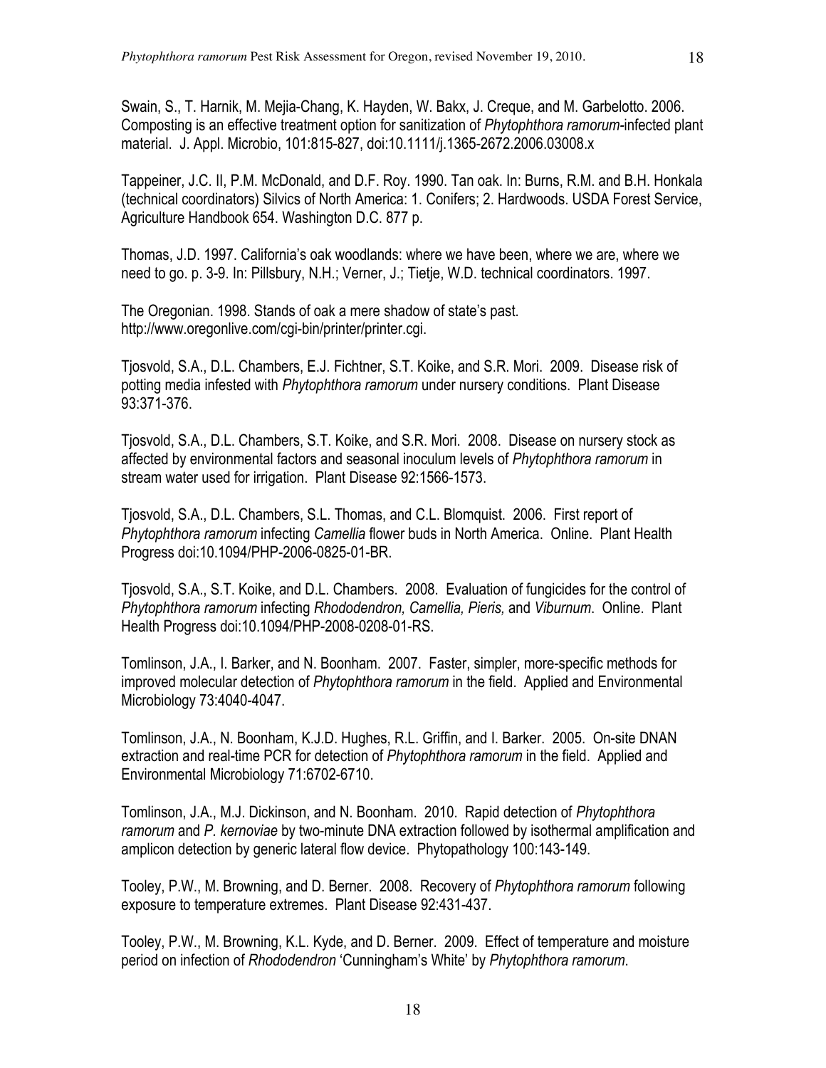Swain, S., T. Harnik, M. Mejia-Chang, K. Hayden, W. Bakx, J. Creque, and M. Garbelotto. 2006. Composting is an effective treatment option for sanitization of *Phytophthora ramorum*-infected plant material. J. Appl. Microbio, 101:815-827, doi:10.1111/j.1365-2672.2006.03008.x

Tappeiner, J.C. II, P.M. McDonald, and D.F. Roy. 1990. Tan oak. In: Burns, R.M. and B.H. Honkala (technical coordinators) Silvics of North America: 1. Conifers; 2. Hardwoods. USDA Forest Service, Agriculture Handbook 654. Washington D.C. 877 p.

Thomas, J.D. 1997. California's oak woodlands: where we have been, where we are, where we need to go. p. 3-9. In: Pillsbury, N.H.; Verner, J.; Tietje, W.D. technical coordinators. 1997.

The Oregonian. 1998. Stands of oak a mere shadow of state's past. http://www.oregonlive.com/cgi-bin/printer/printer.cgi.

Tjosvold, S.A., D.L. Chambers, E.J. Fichtner, S.T. Koike, and S.R. Mori. 2009. Disease risk of potting media infested with *Phytophthora ramorum* under nursery conditions. Plant Disease 93:371-376.

Tjosvold, S.A., D.L. Chambers, S.T. Koike, and S.R. Mori. 2008. Disease on nursery stock as affected by environmental factors and seasonal inoculum levels of *Phytophthora ramorum* in stream water used for irrigation. Plant Disease 92:1566-1573.

Tjosvold, S.A., D.L. Chambers, S.L. Thomas, and C.L. Blomquist. 2006. First report of *Phytophthora ramorum* infecting *Camellia* flower buds in North America. Online. Plant Health Progress doi:10.1094/PHP-2006-0825-01-BR.

Tjosvold, S.A., S.T. Koike, and D.L. Chambers. 2008. Evaluation of fungicides for the control of *Phytophthora ramorum* infecting *Rhododendron, Camellia, Pieris,* and *Viburnum*. Online. Plant Health Progress doi:10.1094/PHP-2008-0208-01-RS.

Tomlinson, J.A., I. Barker, and N. Boonham. 2007. Faster, simpler, more-specific methods for improved molecular detection of *Phytophthora ramorum* in the field. Applied and Environmental Microbiology 73:4040-4047.

Tomlinson, J.A., N. Boonham, K.J.D. Hughes, R.L. Griffin, and I. Barker. 2005. On-site DNAN extraction and real-time PCR for detection of *Phytophthora ramorum* in the field. Applied and Environmental Microbiology 71:6702-6710.

Tomlinson, J.A., M.J. Dickinson, and N. Boonham. 2010. Rapid detection of *Phytophthora ramorum* and *P. kernoviae* by two-minute DNA extraction followed by isothermal amplification and amplicon detection by generic lateral flow device. Phytopathology 100:143-149.

Tooley, P.W., M. Browning, and D. Berner. 2008. Recovery of *Phytophthora ramorum* following exposure to temperature extremes. Plant Disease 92:431-437.

Tooley, P.W., M. Browning, K.L. Kyde, and D. Berner. 2009. Effect of temperature and moisture period on infection of *Rhododendron* 'Cunningham's White' by *Phytophthora ramorum*.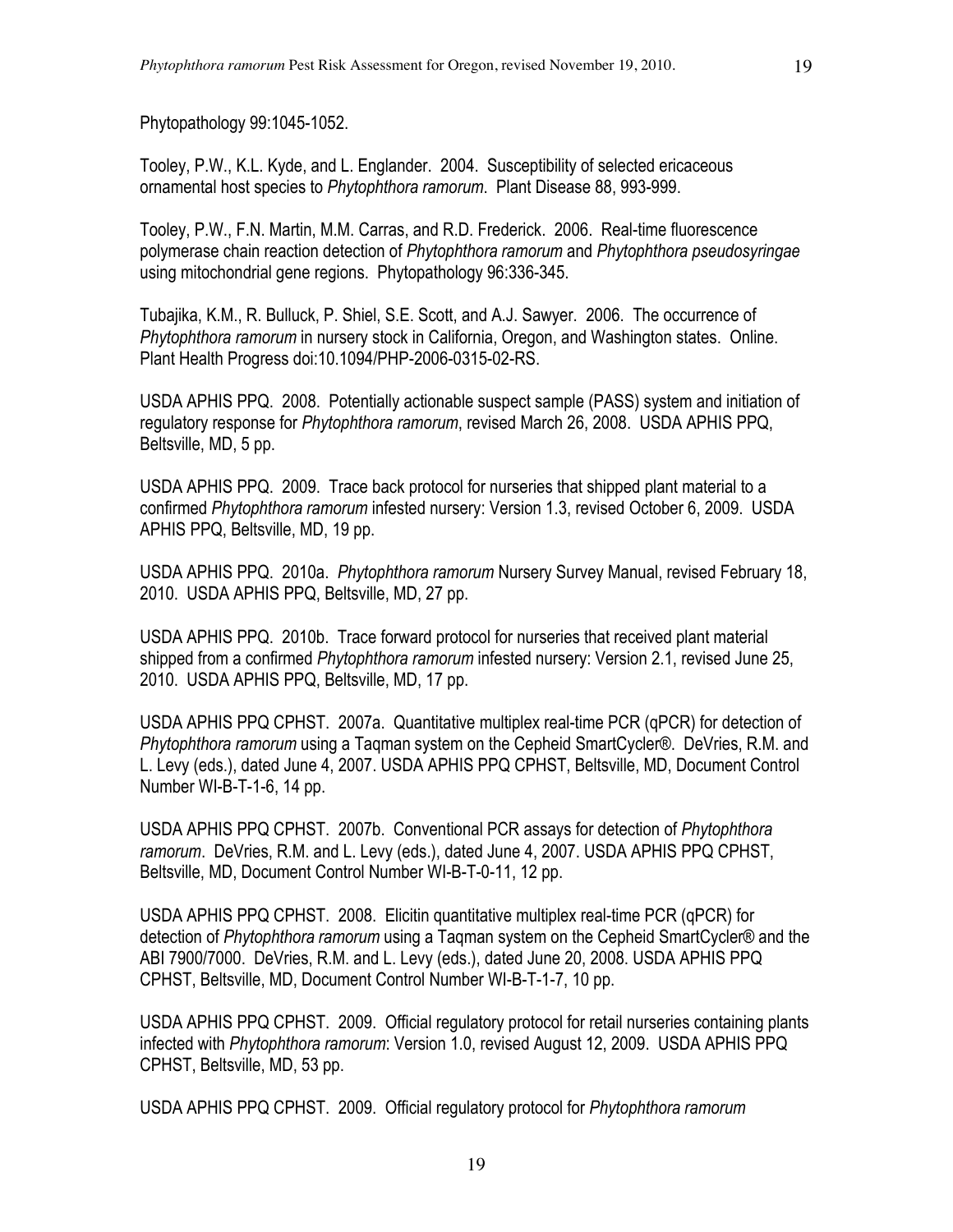Phytopathology 99:1045-1052.

Tooley, P.W., K.L. Kyde, and L. Englander. 2004. Susceptibility of selected ericaceous ornamental host species to *Phytophthora ramorum*. Plant Disease 88, 993-999.

Tooley, P.W., F.N. Martin, M.M. Carras, and R.D. Frederick. 2006. Real-time fluorescence polymerase chain reaction detection of *Phytophthora ramorum* and *Phytophthora pseudosyringae* using mitochondrial gene regions. Phytopathology 96:336-345.

Tubajika, K.M., R. Bulluck, P. Shiel, S.E. Scott, and A.J. Sawyer. 2006. The occurrence of *Phytophthora ramorum* in nursery stock in California, Oregon, and Washington states. Online. Plant Health Progress doi:10.1094/PHP-2006-0315-02-RS.

USDA APHIS PPQ. 2008. Potentially actionable suspect sample (PASS) system and initiation of regulatory response for *Phytophthora ramorum*, revised March 26, 2008. USDA APHIS PPQ, Beltsville, MD, 5 pp.

USDA APHIS PPQ. 2009. Trace back protocol for nurseries that shipped plant material to a confirmed *Phytophthora ramorum* infested nursery: Version 1.3, revised October 6, 2009. USDA APHIS PPQ, Beltsville, MD, 19 pp.

USDA APHIS PPQ. 2010a. *Phytophthora ramorum* Nursery Survey Manual, revised February 18, 2010. USDA APHIS PPQ, Beltsville, MD, 27 pp.

USDA APHIS PPQ. 2010b. Trace forward protocol for nurseries that received plant material shipped from a confirmed *Phytophthora ramorum* infested nursery: Version 2.1, revised June 25, 2010. USDA APHIS PPQ, Beltsville, MD, 17 pp.

USDA APHIS PPQ CPHST. 2007a. Quantitative multiplex real-time PCR (qPCR) for detection of *Phytophthora ramorum* using a Taqman system on the Cepheid SmartCycler®. DeVries, R.M. and L. Levy (eds.), dated June 4, 2007. USDA APHIS PPQ CPHST, Beltsville, MD, Document Control Number WI-B-T-1-6, 14 pp.

USDA APHIS PPQ CPHST. 2007b. Conventional PCR assays for detection of *Phytophthora ramorum*. DeVries, R.M. and L. Levy (eds.), dated June 4, 2007. USDA APHIS PPQ CPHST, Beltsville, MD, Document Control Number WI-B-T-0-11, 12 pp.

USDA APHIS PPQ CPHST. 2008. Elicitin quantitative multiplex real-time PCR (qPCR) for detection of *Phytophthora ramorum* using a Taqman system on the Cepheid SmartCycler® and the ABI 7900/7000. DeVries, R.M. and L. Levy (eds.), dated June 20, 2008. USDA APHIS PPQ CPHST, Beltsville, MD, Document Control Number WI-B-T-1-7, 10 pp.

USDA APHIS PPQ CPHST. 2009. Official regulatory protocol for retail nurseries containing plants infected with *Phytophthora ramorum*: Version 1.0, revised August 12, 2009. USDA APHIS PPQ CPHST, Beltsville, MD, 53 pp.

USDA APHIS PPQ CPHST. 2009. Official regulatory protocol for *Phytophthora ramorum*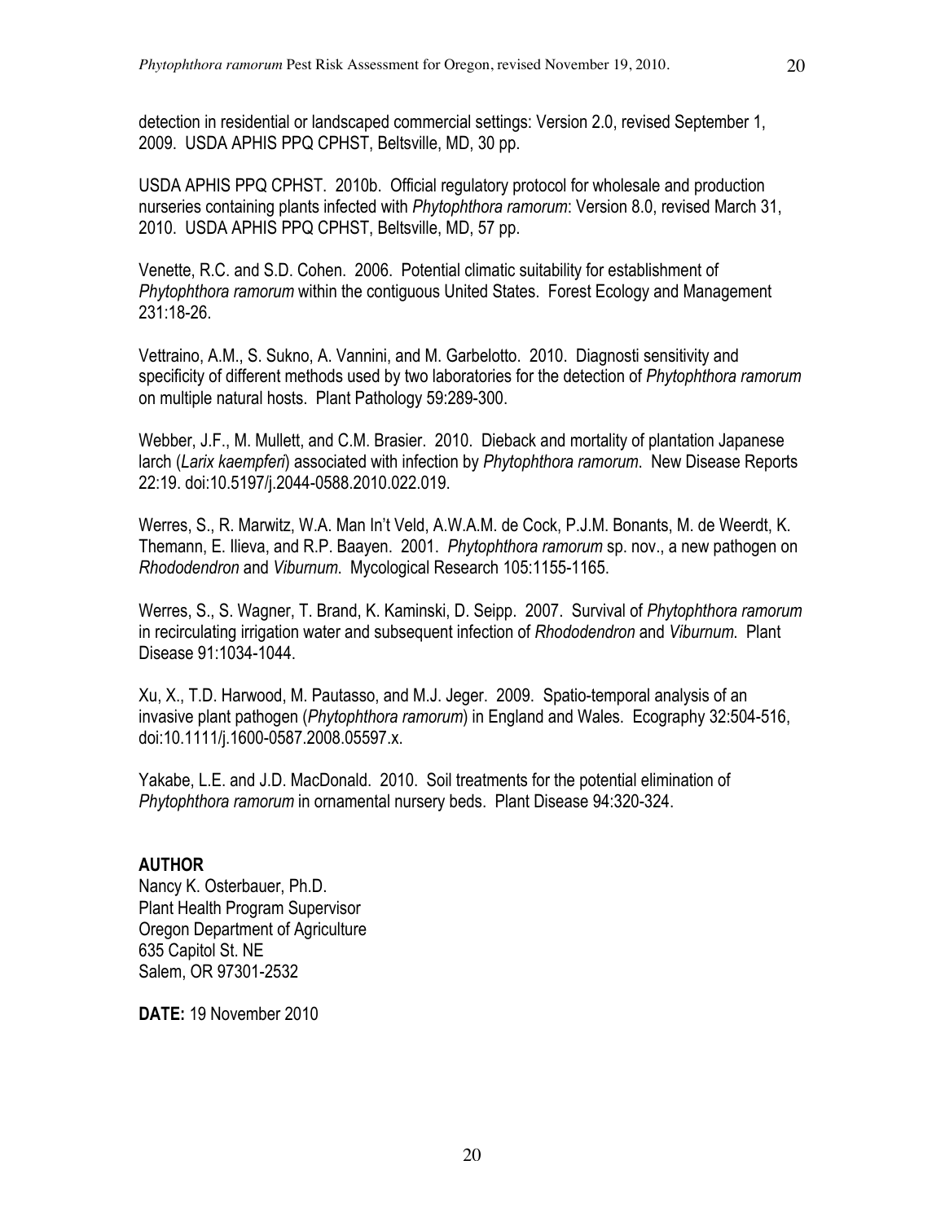detection in residential or landscaped commercial settings: Version 2.0, revised September 1, 2009. USDA APHIS PPQ CPHST, Beltsville, MD, 30 pp.

USDA APHIS PPQ CPHST. 2010b. Official regulatory protocol for wholesale and production nurseries containing plants infected with *Phytophthora ramorum*: Version 8.0, revised March 31, 2010. USDA APHIS PPQ CPHST, Beltsville, MD, 57 pp.

Venette, R.C. and S.D. Cohen. 2006. Potential climatic suitability for establishment of *Phytophthora ramorum* within the contiguous United States. Forest Ecology and Management 231:18-26.

Vettraino, A.M., S. Sukno, A. Vannini, and M. Garbelotto. 2010. Diagnosti sensitivity and specificity of different methods used by two laboratories for the detection of *Phytophthora ramorum* on multiple natural hosts. Plant Pathology 59:289-300.

Webber, J.F., M. Mullett, and C.M. Brasier. 2010. Dieback and mortality of plantation Japanese larch (*Larix kaempferi*) associated with infection by *Phytophthora ramorum*. New Disease Reports 22:19. doi:10.5197/j.2044-0588.2010.022.019.

Werres, S., R. Marwitz, W.A. Man In't Veld, A.W.A.M. de Cock, P.J.M. Bonants, M. de Weerdt, K. Themann, E. Ilieva, and R.P. Baayen. 2001. *Phytophthora ramorum* sp. nov., a new pathogen on *Rhododendron* and *Viburnum*. Mycological Research 105:1155-1165.

Werres, S., S. Wagner, T. Brand, K. Kaminski, D. Seipp. 2007. Survival of *Phytophthora ramorum* in recirculating irrigation water and subsequent infection of *Rhododendron* and *Viburnum*. Plant Disease 91:1034-1044.

Xu, X., T.D. Harwood, M. Pautasso, and M.J. Jeger. 2009. Spatio-temporal analysis of an invasive plant pathogen (*Phytophthora ramorum*) in England and Wales. Ecography 32:504-516, doi:10.1111/j.1600-0587.2008.05597.x.

Yakabe, L.E. and J.D. MacDonald. 2010. Soil treatments for the potential elimination of *Phytophthora ramorum* in ornamental nursery beds. Plant Disease 94:320-324.

**AUTHOR**

Nancy K. Osterbauer, Ph.D.
Plant Health Program Supervisor
Oregon Department of Agriculture
635 Capitol St. NE
Salem, OR 97301-2532

**DATE:** 19 November 2010